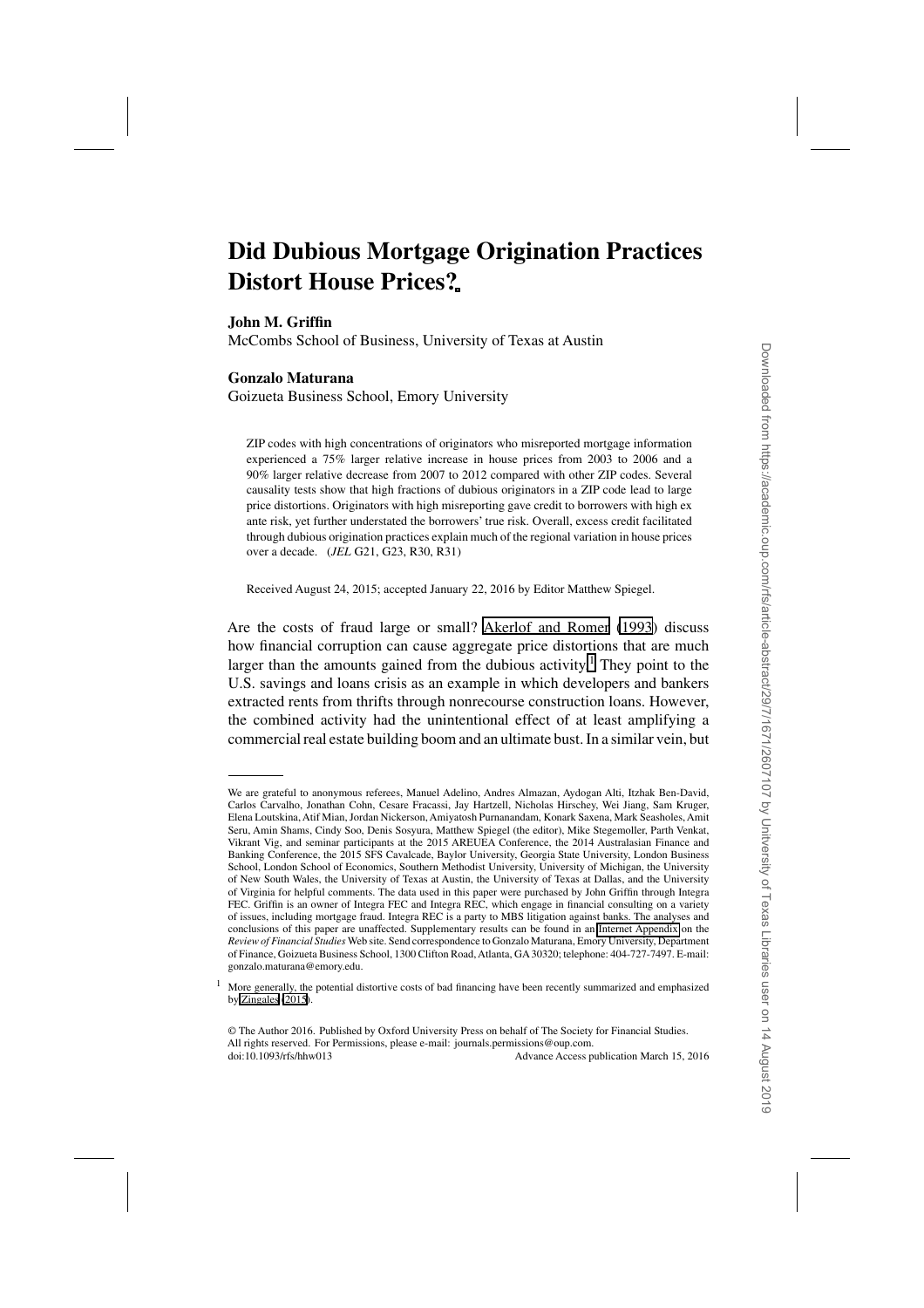# Did Dubious Mortgage Origination Practices Distort House Prices?

**John M. Griffin**
McCombs School of Business, University of Texas at Austin

**Gonzalo Maturana**
Goizueta Business School, Emory University

ZIP codes with high concentrations of originators who misreported mortgage information experienced a 75% larger relative increase in house prices from 2003 to 2006 and a 90% larger relative decrease from 2007 to 2012 compared with other ZIP codes. Several causality tests show that high fractions of dubious originators in a ZIP code lead to large price distortions. Originators with high misreporting gave credit to borrowers with high ex ante risk, yet further understated the borrowers' true risk. Overall, excess credit facilitated through dubious origination practices explain much of the regional variation in house prices over a decade. (*JEL* G21, G23, R30, R31)

Received August 24, 2015; accepted January 22, 2016 by Editor Matthew Spiegel.

Are the costs of fraud large or small? Akerlof and Romer (1993) discuss how financial corruption can cause aggregate price distortions that are much larger than the amounts gained from the dubious activity.[1] They point to the U.S. savings and loans crisis as an example in which developers and bankers extracted rents from thrifts through nonrecourse construction loans. However, the combined activity had the unintentional effect of at least amplifying a commercial real estate building boom and an ultimate bust. In a similar vein, but

---

We are grateful to anonymous referees, Manuel Adelino, Andres Almazan, Aydogan Alti, Itzhak Ben-David, Carlos Carvalho, Jonathan Cohn, Cesare Fracassi, Jay Hartzell, Nicholas Hirschey, Wei Jiang, Sam Kruger, Elena Loutskina, Atif Mian, Jordan Nickerson, Amiyatosh Purnanandam, Konark Saxena, Mark Seasholes, Amit Seru, Amin Shams, Cindy Soo, Denis Sosyura, Matthew Spiegel (the editor), Mike Stegemoller, Parth Venkat, Vikrant Vig, and seminar participants at the 2015 AREUEA Conference, the 2014 Australasian Finance and Banking Conference, the 2015 SFS Cavalcade, Baylor University, Georgia State University, London Business School, London School of Economics, Southern Methodist University, University of Michigan, the University of New South Wales, the University of Texas at Austin, the University of Texas at Dallas, and the University of Virginia for helpful comments. The data used in this paper were purchased by John Griffin through Integra FEC. Griffin is an owner of Integra FEC and Integra REC, which engage in financial consulting on a variety of issues, including mortgage fraud. Integra REC is a party to MBS litigation against banks. The analyses and conclusions of this paper are unaffected. Supplementary results can be found in an Internet Appendix on the *Review of Financial Studies* Web site. Send correspondence to Gonzalo Maturana, Emory University, Department of Finance, Goizueta Business School, 1300 Clifton Road, Atlanta, GA 30320; telephone: 404-727-7497. E-mail: gonzalo.maturana@emory.edu.

[1] More generally, the potential distortive costs of bad financing have been recently summarized and emphasized by Zingales (2015).

© The Author 2016. Published by Oxford University Press on behalf of The Society for Financial Studies. All rights reserved. For Permissions, please e-mail: journals.permissions@oup.com.
doi:10.1093/rfs/hhw013 Advance Access publication March 15, 2016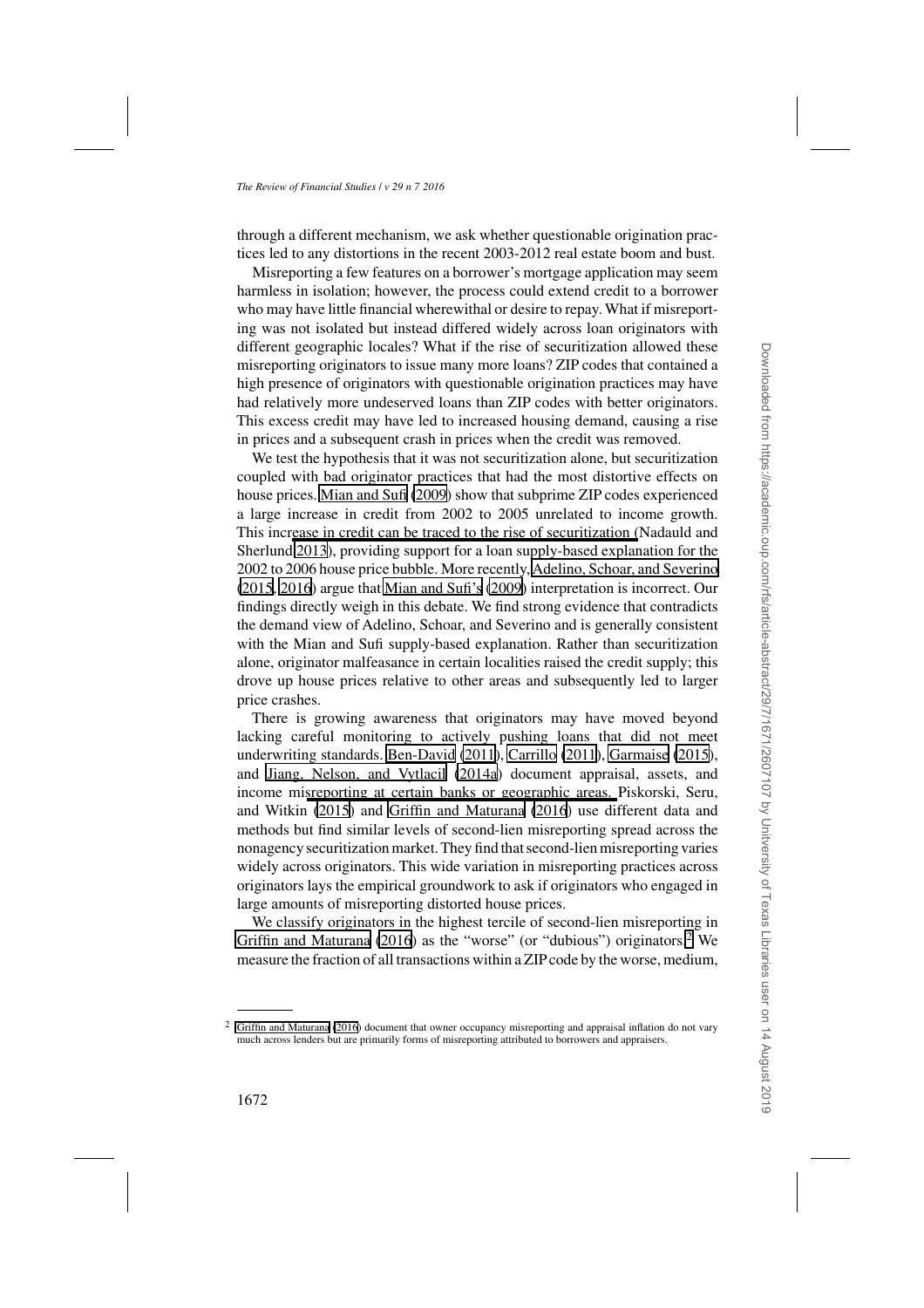through a different mechanism, we ask whether questionable origination practices led to any distortions in the recent 2003-2012 real estate boom and bust.

Misreporting a few features on a borrower's mortgage application may seem harmless in isolation; however, the process could extend credit to a borrower who may have little financial wherewithal or desire to repay. What if misreporting was not isolated but instead differed widely across loan originators with different geographic locales? What if the rise of securitization allowed these misreporting originators to issue many more loans? ZIP codes that contained a high presence of originators with questionable origination practices may have had relatively more undeserved loans than ZIP codes with better originators. This excess credit may have led to increased housing demand, causing a rise in prices and a subsequent crash in prices when the credit was removed.

We test the hypothesis that it was not securitization alone, but securitization coupled with bad originator practices that had the most distortive effects on house prices. Mian and Sufi (2009) show that subprime ZIP codes experienced a large increase in credit from 2002 to 2005 unrelated to income growth. This increase in credit can be traced to the rise of securitization (Nadauld and Sherlund 2013), providing support for a loan supply-based explanation for the 2002 to 2006 house price bubble. More recently, Adelino, Schoar, and Severino (2015, 2016) argue that Mian and Sufi's (2009) interpretation is incorrect. Our findings directly weigh in this debate. We find strong evidence that contradicts the demand view of Adelino, Schoar, and Severino and is generally consistent with the Mian and Sufi supply-based explanation. Rather than securitization alone, originator malfeasance in certain localities raised the credit supply; this drove up house prices relative to other areas and subsequently led to larger price crashes.

There is growing awareness that originators may have moved beyond lacking careful monitoring to actively pushing loans that did not meet underwriting standards. Ben-David (2011), Carrillo (2011), Garmaise (2015), and Jiang, Nelson, and Vytlacil (2014a) document appraisal, assets, and income misreporting at certain banks or geographic areas. Piskorski, Seru, and Witkin (2015) and Griffin and Maturana (2016) use different data and methods but find similar levels of second-lien misreporting spread across the nonagency securitization market. They find that second-lien misreporting varies widely across originators. This wide variation in misreporting practices across originators lays the empirical groundwork to ask if originators who engaged in large amounts of misreporting distorted house prices.

We classify originators in the highest tercile of second-lien misreporting in Griffin and Maturana (2016) as the "worse" (or "dubious") originators.[2] We measure the fraction of all transactions within a ZIP code by the worse, medium,

[2] Griffin and Maturana (2016) document that owner occupancy misreporting and appraisal inflation do not vary much across lenders but are primarily forms of misreporting attributed to borrowers and appraisers.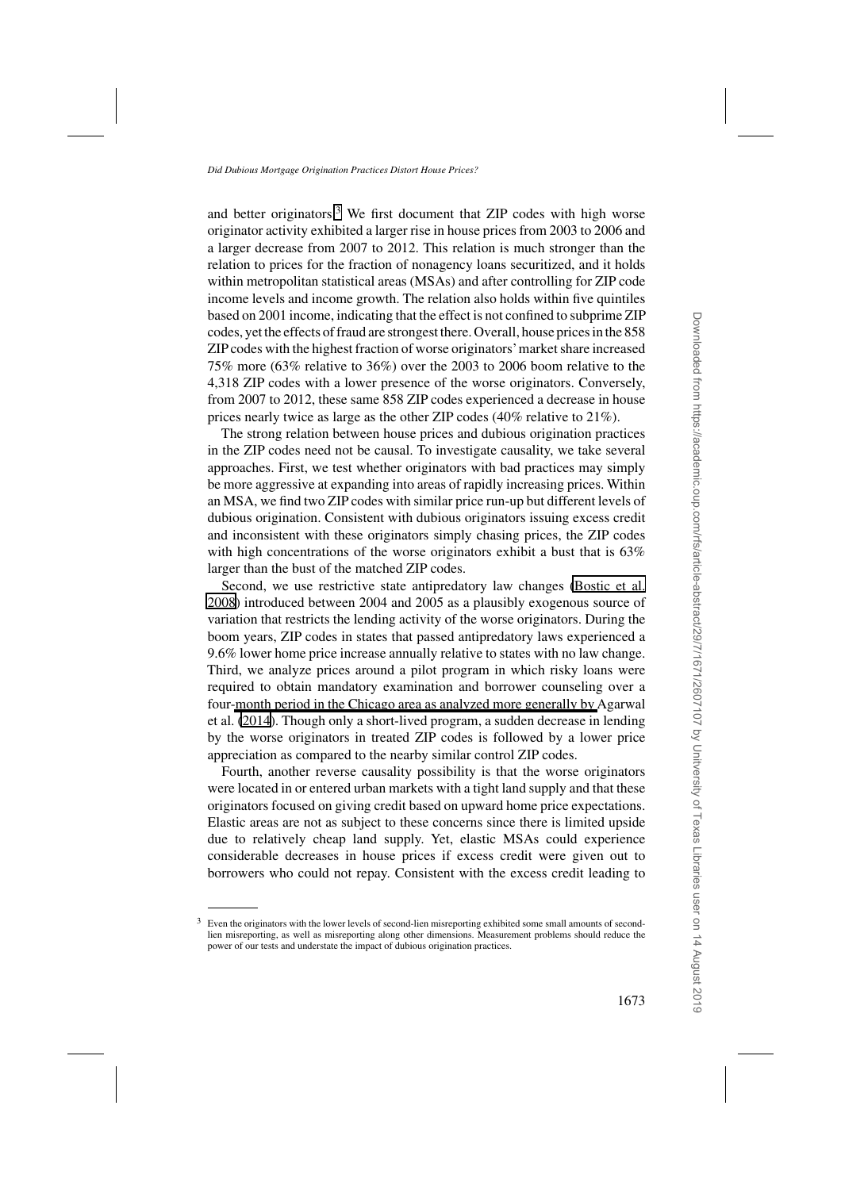and better originators.[3] We first document that ZIP codes with high worse originator activity exhibited a larger rise in house prices from 2003 to 2006 and a larger decrease from 2007 to 2012. This relation is much stronger than the relation to prices for the fraction of nonagency loans securitized, and it holds within metropolitan statistical areas (MSAs) and after controlling for ZIP code income levels and income growth. The relation also holds within five quintiles based on 2001 income, indicating that the effect is not confined to subprime ZIP codes, yet the effects of fraud are strongest there. Overall, house prices in the 858 ZIP codes with the highest fraction of worse originators' market share increased 75% more (63% relative to 36%) over the 2003 to 2006 boom relative to the 4,318 ZIP codes with a lower presence of the worse originators. Conversely, from 2007 to 2012, these same 858 ZIP codes experienced a decrease in house prices nearly twice as large as the other ZIP codes (40% relative to 21%).

The strong relation between house prices and dubious origination practices in the ZIP codes need not be causal. To investigate causality, we take several approaches. First, we test whether originators with bad practices may simply be more aggressive at expanding into areas of rapidly increasing prices. Within an MSA, we find two ZIP codes with similar price run-up but different levels of dubious origination. Consistent with dubious originators issuing excess credit and inconsistent with these originators simply chasing prices, the ZIP codes with high concentrations of the worse originators exhibit a bust that is 63% larger than the bust of the matched ZIP codes.

Second, we use restrictive state antipredatory law changes (Bostic et al. 2008) introduced between 2004 and 2005 as a plausibly exogenous source of variation that restricts the lending activity of the worse originators. During the boom years, ZIP codes in states that passed antipredatory laws experienced a 9.6% lower home price increase annually relative to states with no law change. Third, we analyze prices around a pilot program in which risky loans were required to obtain mandatory examination and borrower counseling over a four-month period in the Chicago area as analyzed more generally by Agarwal et al. (2014). Though only a short-lived program, a sudden decrease in lending by the worse originators in treated ZIP codes is followed by a lower price appreciation as compared to the nearby similar control ZIP codes.

Fourth, another reverse causality possibility is that the worse originators were located in or entered urban markets with a tight land supply and that these originators focused on giving credit based on upward home price expectations. Elastic areas are not as subject to these concerns since there is limited upside due to relatively cheap land supply. Yet, elastic MSAs could experience considerable decreases in house prices if excess credit were given out to borrowers who could not repay. Consistent with the excess credit leading to

[3] Even the originators with the lower levels of second-lien misreporting exhibited some small amounts of second-lien misreporting, as well as misreporting along other dimensions. Measurement problems should reduce the power of our tests and understate the impact of dubious origination practices.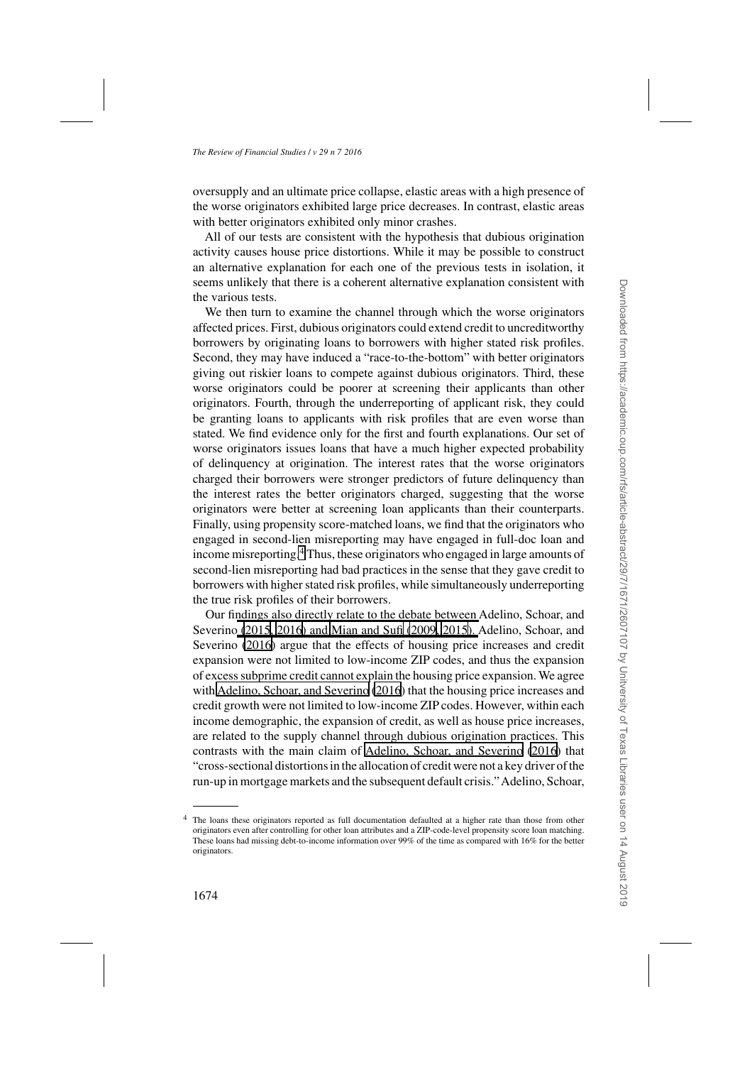oversupply and an ultimate price collapse, elastic areas with a high presence of the worse originators exhibited large price decreases. In contrast, elastic areas with better originators exhibited only minor crashes.

All of our tests are consistent with the hypothesis that dubious origination activity causes house price distortions. While it may be possible to construct an alternative explanation for each one of the previous tests in isolation, it seems unlikely that there is a coherent alternative explanation consistent with the various tests.

We then turn to examine the channel through which the worse originators affected prices. First, dubious originators could extend credit to uncreditworthy borrowers by originating loans to borrowers with higher stated risk profiles. Second, they may have induced a "race-to-the-bottom" with better originators giving out riskier loans to compete against dubious originators. Third, these worse originators could be poorer at screening their applicants than other originators. Fourth, through the underreporting of applicant risk, they could be granting loans to applicants with risk profiles that are even worse than stated. We find evidence only for the first and fourth explanations. Our set of worse originators issues loans that have a much higher expected probability of delinquency at origination. The interest rates that the worse originators charged their borrowers were stronger predictors of future delinquency than the interest rates the better originators charged, suggesting that the worse originators were better at screening loan applicants than their counterparts. Finally, using propensity score-matched loans, we find that the originators who engaged in second-lien misreporting may have engaged in full-doc loan and income misreporting.[4] Thus, these originators who engaged in large amounts of second-lien misreporting had bad practices in the sense that they gave credit to borrowers with higher stated risk profiles, while simultaneously underreporting the true risk profiles of their borrowers.

Our findings also directly relate to the debate between Adelino, Schoar, and Severino (2015, 2016) and Mian and Sufi (2009, 2015). Adelino, Schoar, and Severino (2016) argue that the effects of housing price increases and credit expansion were not limited to low-income ZIP codes, and thus the expansion of excess subprime credit cannot explain the housing price expansion. We agree with Adelino, Schoar, and Severino (2016) that the housing price increases and credit growth were not limited to low-income ZIP codes. However, within each income demographic, the expansion of credit, as well as house price increases, are related to the supply channel through dubious origination practices. This contrasts with the main claim of Adelino, Schoar, and Severino (2016) that "cross-sectional distortions in the allocation of credit were not a key driver of the run-up in mortgage markets and the subsequent default crisis." Adelino, Schoar,

[4] The loans these originators reported as full documentation defaulted at a higher rate than those from other originators even after controlling for other loan attributes and a ZIP-code-level propensity score loan matching. These loans had missing debt-to-income information over 99% of the time as compared with 16% for the better originators.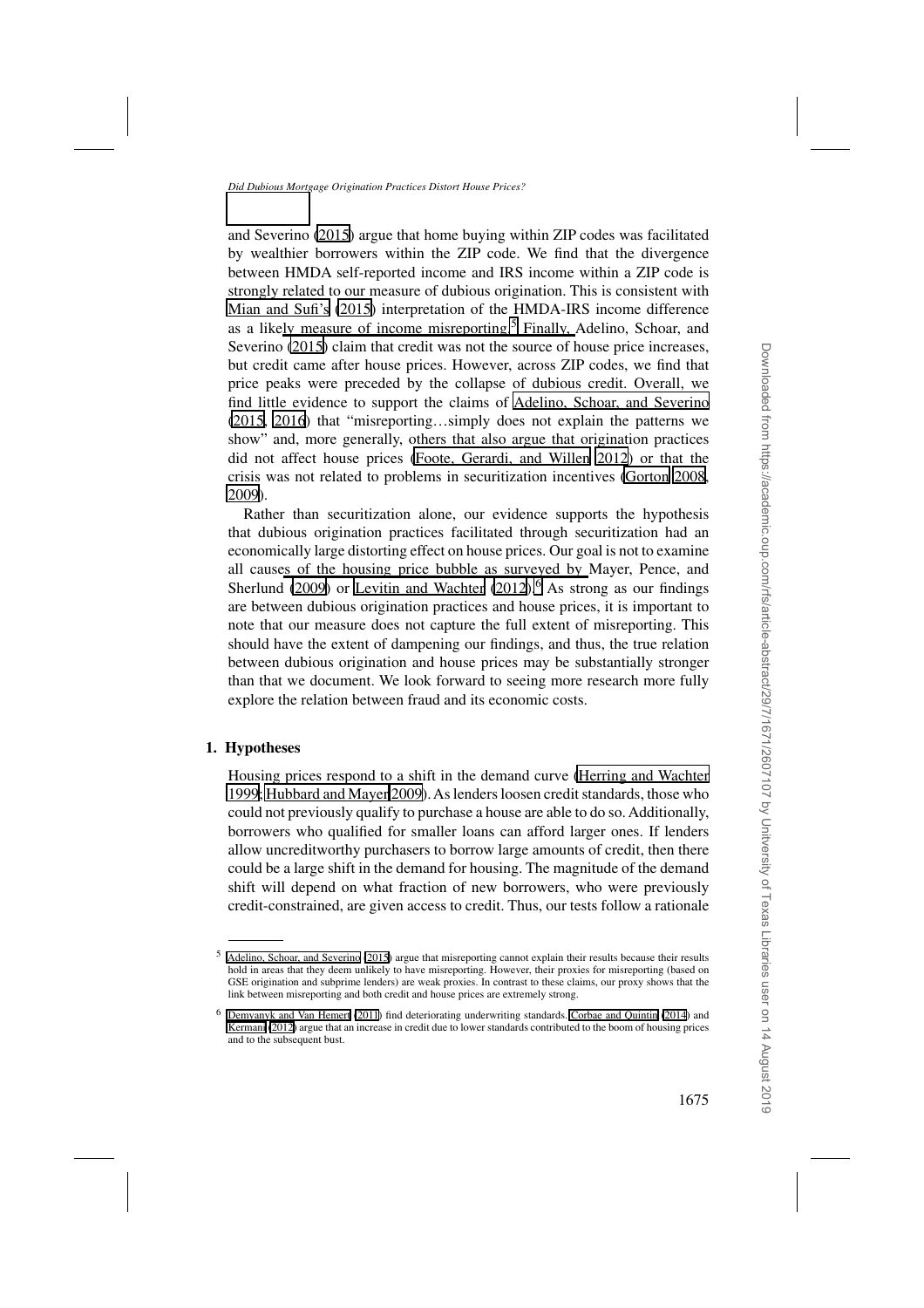and Severino (2015) argue that home buying within ZIP codes was facilitated by wealthier borrowers within the ZIP code. We find that the divergence between HMDA self-reported income and IRS income within a ZIP code is strongly related to our measure of dubious origination. This is consistent with Mian and Sufi's (2015) interpretation of the HMDA-IRS income difference as a likely measure of income misreporting.[5] Finally, Adelino, Schoar, and Severino (2015) claim that credit was not the source of house price increases, but credit came after house prices. However, across ZIP codes, we find that price peaks were preceded by the collapse of dubious credit. Overall, we find little evidence to support the claims of Adelino, Schoar, and Severino (2015, 2016) that "misreporting…simply does not explain the patterns we show" and, more generally, others that also argue that origination practices did not affect house prices (Foote, Gerardi, and Willen 2012) or that the crisis was not related to problems in securitization incentives (Gorton 2008, 2009).

Rather than securitization alone, our evidence supports the hypothesis that dubious origination practices facilitated through securitization had an economically large distorting effect on house prices. Our goal is not to examine all causes of the housing price bubble as surveyed by Mayer, Pence, and Sherlund (2009) or Levitin and Wachter (2012).[6] As strong as our findings are between dubious origination practices and house prices, it is important to note that our measure does not capture the full extent of misreporting. This should have the extent of dampening our findings, and thus, the true relation between dubious origination and house prices may be substantially stronger than that we document. We look forward to seeing more research more fully explore the relation between fraud and its economic costs.

## 1. Hypotheses

Housing prices respond to a shift in the demand curve (Herring and Wachter 1999; Hubbard and Mayer 2009). As lenders loosen credit standards, those who could not previously qualify to purchase a house are able to do so. Additionally, borrowers who qualified for smaller loans can afford larger ones. If lenders allow uncreditworthy purchasers to borrow large amounts of credit, then there could be a large shift in the demand for housing. The magnitude of the demand shift will depend on what fraction of new borrowers, who were previously credit-constrained, are given access to credit. Thus, our tests follow a rationale

---

[5] Adelino, Schoar, and Severino (2015) argue that misreporting cannot explain their results because their results hold in areas that they deem unlikely to have misreporting. However, their proxies for misreporting (based on GSE origination and subprime lenders) are weak proxies. In contrast to these claims, our proxy shows that the link between misreporting and both credit and house prices are extremely strong.

[6] Demyanyk and Van Hemert (2011) find deteriorating underwriting standards. Corbae and Quintin (2014) and Kermani (2012) argue that an increase in credit due to lower standards contributed to the boom of housing prices and to the subsequent bust.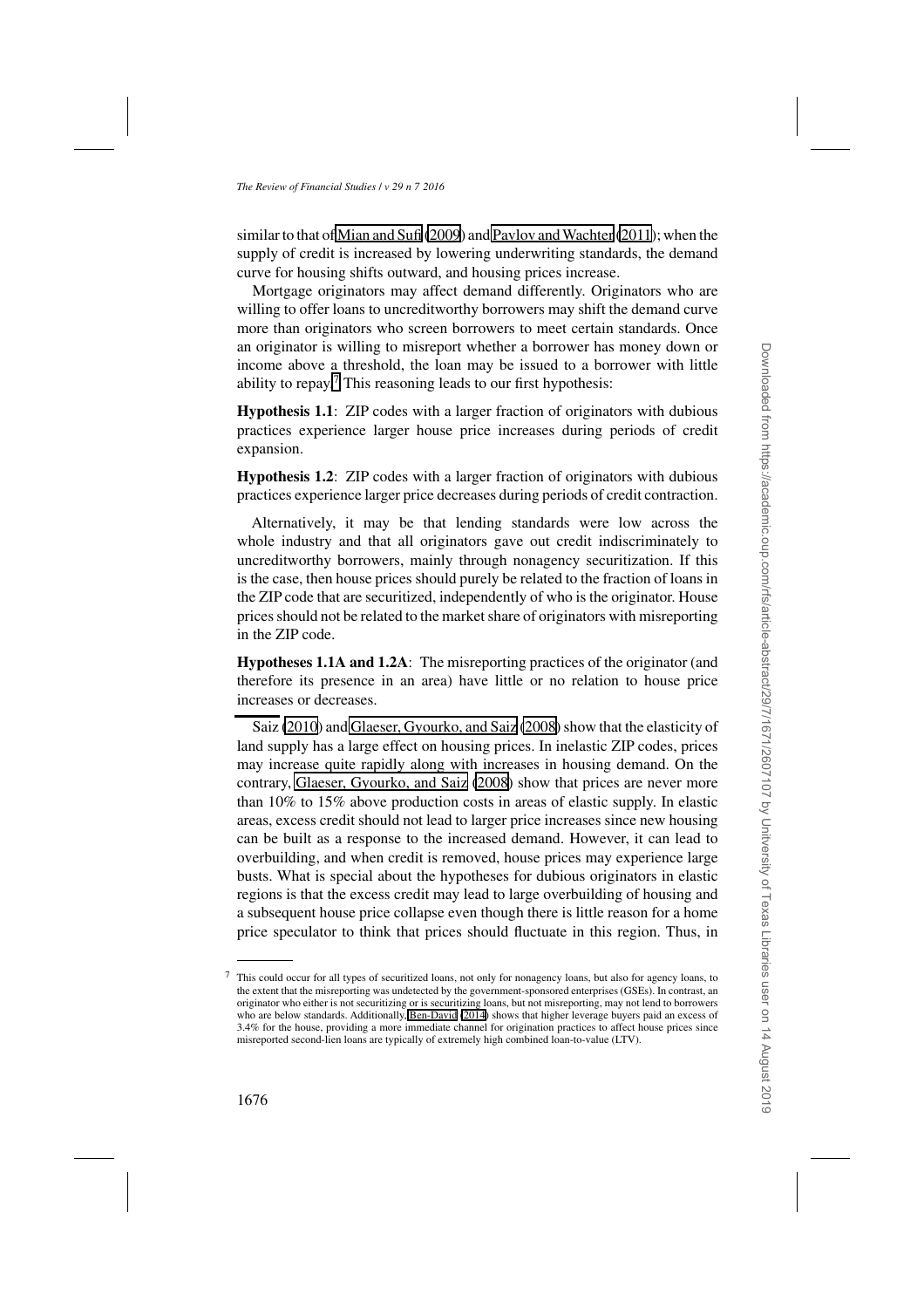similar to that of Mian and Sufi (2009) and Pavlov and Wachter (2011); when the supply of credit is increased by lowering underwriting standards, the demand curve for housing shifts outward, and housing prices increase.

Mortgage originators may affect demand differently. Originators who are willing to offer loans to uncreditworthy borrowers may shift the demand curve more than originators who screen borrowers to meet certain standards. Once an originator is willing to misreport whether a borrower has money down or income above a threshold, the loan may be issued to a borrower with little ability to repay.[7] This reasoning leads to our first hypothesis:

**Hypothesis 1.1**: ZIP codes with a larger fraction of originators with dubious practices experience larger house price increases during periods of credit expansion.

**Hypothesis 1.2**: ZIP codes with a larger fraction of originators with dubious practices experience larger price decreases during periods of credit contraction.

Alternatively, it may be that lending standards were low across the whole industry and that all originators gave out credit indiscriminately to uncreditworthy borrowers, mainly through nonagency securitization. If this is the case, then house prices should purely be related to the fraction of loans in the ZIP code that are securitized, independently of who is the originator. House prices should not be related to the market share of originators with misreporting in the ZIP code.

**Hypotheses 1.1A and 1.2A**: The misreporting practices of the originator (and therefore its presence in an area) have little or no relation to house price increases or decreases.

Saiz (2010) and Glaeser, Gyourko, and Saiz (2008) show that the elasticity of land supply has a large effect on housing prices. In inelastic ZIP codes, prices may increase quite rapidly along with increases in housing demand. On the contrary, Glaeser, Gyourko, and Saiz (2008) show that prices are never more than 10% to 15% above production costs in areas of elastic supply. In elastic areas, excess credit should not lead to larger price increases since new housing can be built as a response to the increased demand. However, it can lead to overbuilding, and when credit is removed, house prices may experience large busts. What is special about the hypotheses for dubious originators in elastic regions is that the excess credit may lead to large overbuilding of housing and a subsequent house price collapse even though there is little reason for a home price speculator to think that prices should fluctuate in this region. Thus, in

[7] This could occur for all types of securitized loans, not only for nonagency loans, but also for agency loans, to the extent that the misreporting was undetected by the government-sponsored enterprises (GSEs). In contrast, an originator who either is not securitizing or is securitizing loans, but not misreporting, may not lend to borrowers who are below standards. Additionally, Ben-David (2014) shows that higher leverage buyers paid an excess of 3.4% for the house, providing a more immediate channel for origination practices to affect house prices since misreported second-lien loans are typically of extremely high combined loan-to-value (LTV).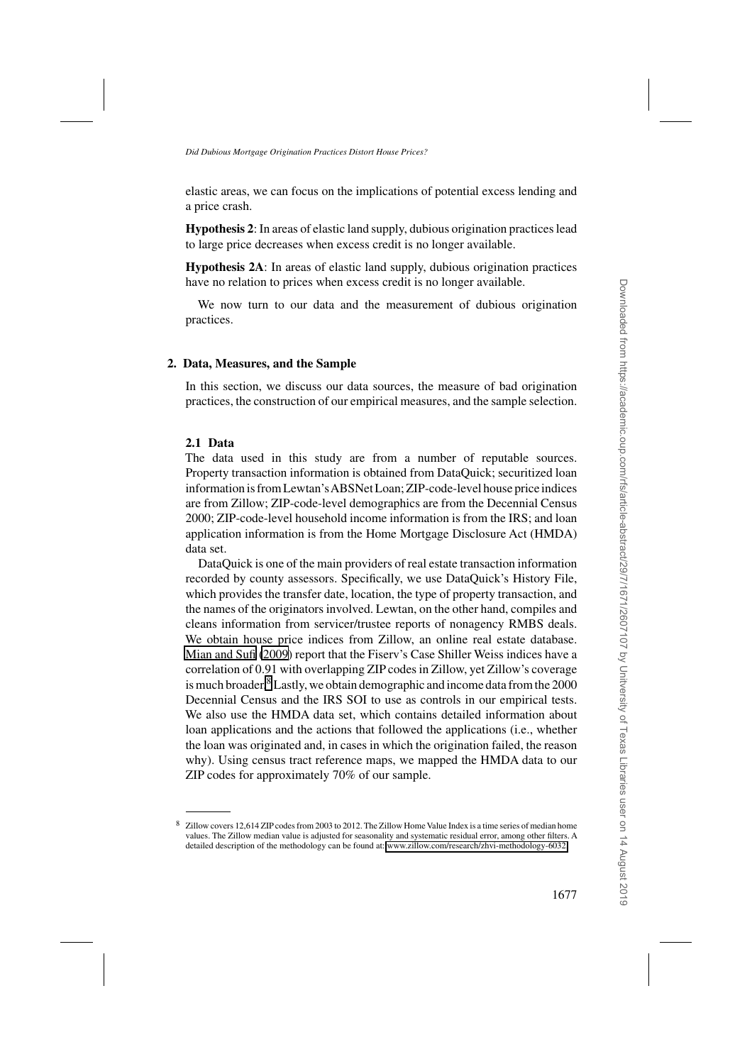elastic areas, we can focus on the implications of potential excess lending and a price crash.

**Hypothesis 2**: In areas of elastic land supply, dubious origination practices lead to large price decreases when excess credit is no longer available.

**Hypothesis 2A**: In areas of elastic land supply, dubious origination practices have no relation to prices when excess credit is no longer available.

We now turn to our data and the measurement of dubious origination practices.

## 2. Data, Measures, and the Sample

In this section, we discuss our data sources, the measure of bad origination practices, the construction of our empirical measures, and the sample selection.

### 2.1 Data

The data used in this study are from a number of reputable sources. Property transaction information is obtained from DataQuick; securitized loan information is from Lewtan's ABSNet Loan; ZIP-code-level house price indices are from Zillow; ZIP-code-level demographics are from the Decennial Census 2000; ZIP-code-level household income information is from the IRS; and loan application information is from the Home Mortgage Disclosure Act (HMDA) data set.

DataQuick is one of the main providers of real estate transaction information recorded by county assessors. Specifically, we use DataQuick's History File, which provides the transfer date, location, the type of property transaction, and the names of the originators involved. Lewtan, on the other hand, compiles and cleans information from servicer/trustee reports of nonagency RMBS deals. We obtain house price indices from Zillow, an online real estate database. Mian and Sufi (2009) report that the Fiserv's Case Shiller Weiss indices have a correlation of 0.91 with overlapping ZIP codes in Zillow, yet Zillow's coverage is much broader.[8] Lastly, we obtain demographic and income data from the 2000 Decennial Census and the IRS SOI to use as controls in our empirical tests. We also use the HMDA data set, which contains detailed information about loan applications and the actions that followed the applications (i.e., whether the loan was originated and, in cases in which the origination failed, the reason why). Using census tract reference maps, we mapped the HMDA data to our ZIP codes for approximately 70% of our sample.

[8] Zillow covers 12,614 ZIP codes from 2003 to 2012. The Zillow Home Value Index is a time series of median home values. The Zillow median value is adjusted for seasonality and systematic residual error, among other filters. A detailed description of the methodology can be found at: www.zillow.com/research/zhvi-methodology-6032.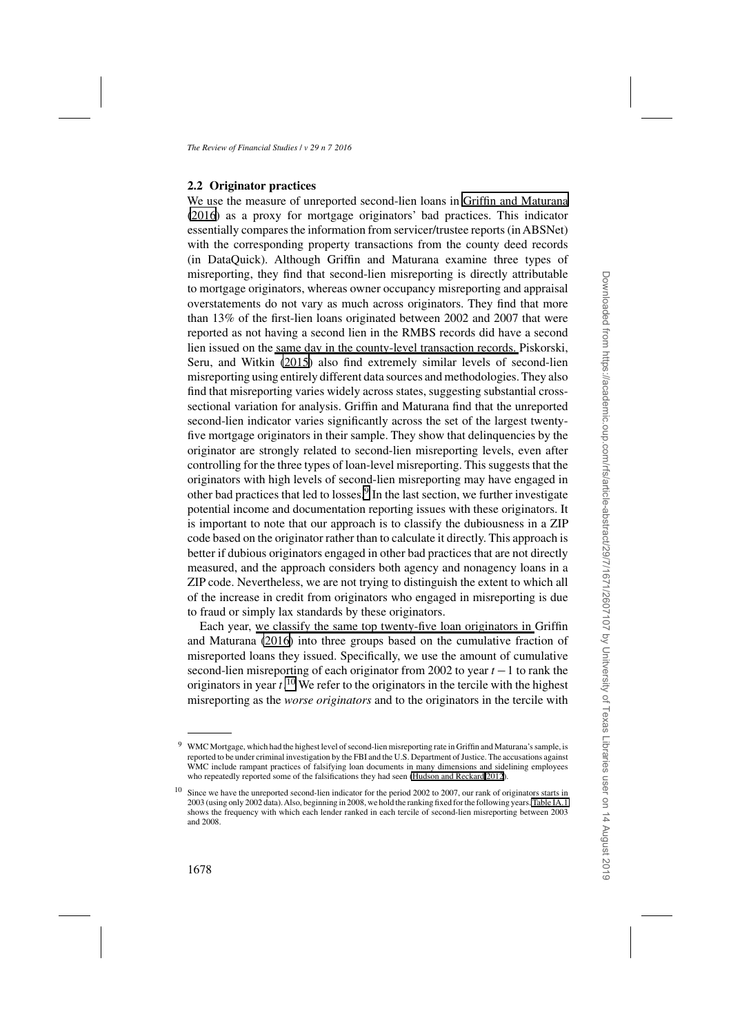### 2.2 Originator practices

We use the measure of unreported second-lien loans in Griffin and Maturana (2016) as a proxy for mortgage originators' bad practices. This indicator essentially compares the information from servicer/trustee reports (in ABSNet) with the corresponding property transactions from the county deed records (in DataQuick). Although Griffin and Maturana examine three types of misreporting, they find that second-lien misreporting is directly attributable to mortgage originators, whereas owner occupancy misreporting and appraisal overstatements do not vary as much across originators. They find that more than 13% of the first-lien loans originated between 2002 and 2007 that were reported as not having a second lien in the RMBS records did have a second lien issued on the same day in the county-level transaction records. Piskorski, Seru, and Witkin (2015) also find extremely similar levels of second-lien misreporting using entirely different data sources and methodologies. They also find that misreporting varies widely across states, suggesting substantial cross-sectional variation for analysis. Griffin and Maturana find that the unreported second-lien indicator varies significantly across the set of the largest twenty-five mortgage originators in their sample. They show that delinquencies by the originator are strongly related to second-lien misreporting levels, even after controlling for the three types of loan-level misreporting. This suggests that the originators with high levels of second-lien misreporting may have engaged in other bad practices that led to losses.[9] In the last section, we further investigate potential income and documentation reporting issues with these originators. It is important to note that our approach is to classify the dubiousness in a ZIP code based on the originator rather than to calculate it directly. This approach is better if dubious originators engaged in other bad practices that are not directly measured, and the approach considers both agency and nonagency loans in a ZIP code. Nevertheless, we are not trying to distinguish the extent to which all of the increase in credit from originators who engaged in misreporting is due to fraud or simply lax standards by these originators.

Each year, we classify the same top twenty-five loan originators in Griffin and Maturana (2016) into three groups based on the cumulative fraction of misreported loans they issued. Specifically, we use the amount of cumulative second-lien misreporting of each originator from 2002 to year $t-1$ to rank the originators in year $t$.[10] We refer to the originators in the tercile with the highest misreporting as the *worse originators* and to the originators in the tercile with

[9] WMC Mortgage, which had the highest level of second-lien misreporting rate in Griffin and Maturana's sample, is reported to be under criminal investigation by the FBI and the U.S. Department of Justice. The accusations against WMC include rampant practices of falsifying loan documents in many dimensions and sidelining employees who repeatedly reported some of the falsifications they had seen (Hudson and Reckard 2012).

[10] Since we have the unreported second-lien indicator for the period 2002 to 2007, our rank of originators starts in 2003 (using only 2002 data). Also, beginning in 2008, we hold the ranking fixed for the following years. Table IA.1 shows the frequency with which each lender ranked in each tercile of second-lien misreporting between 2003 and 2008.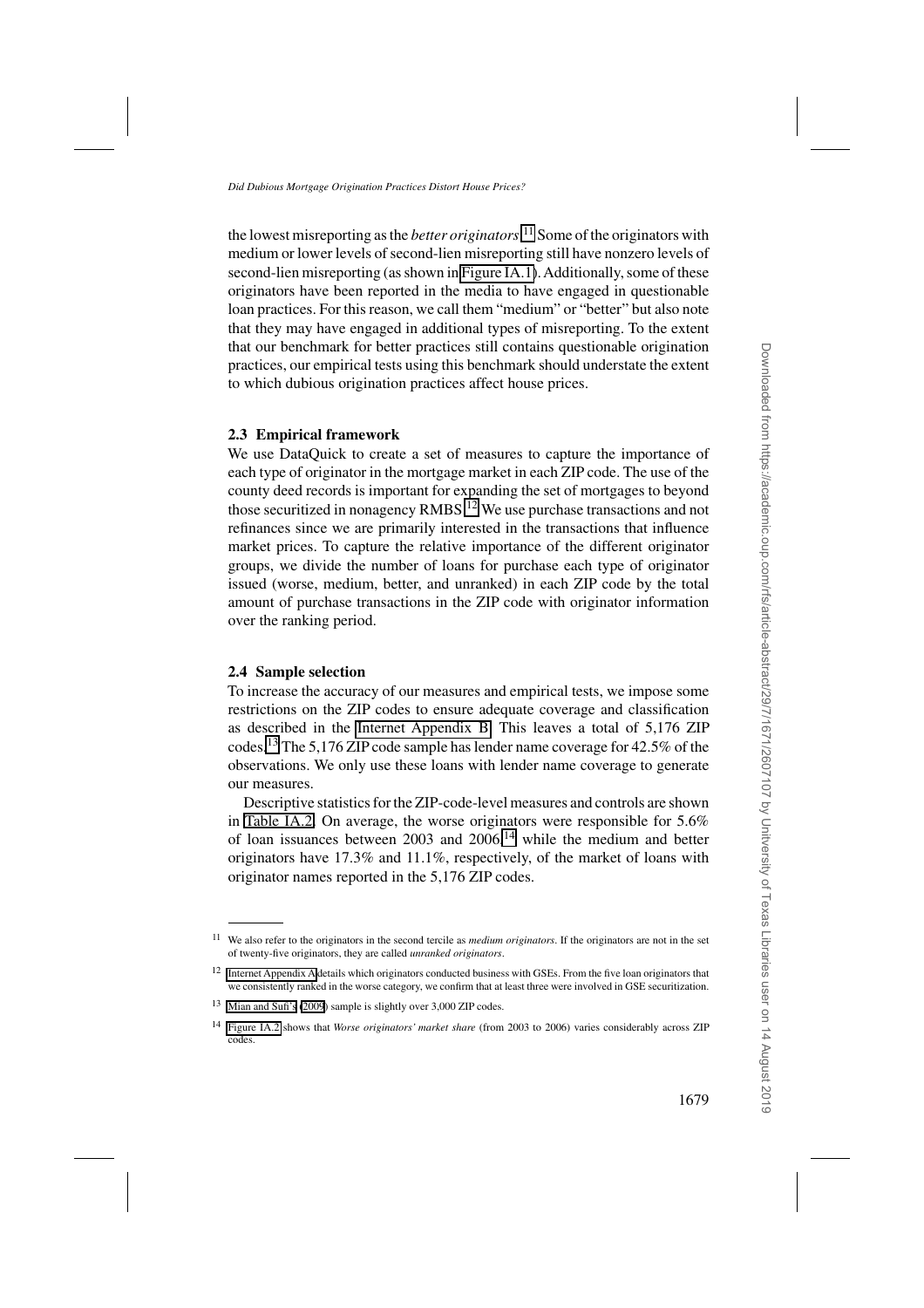the lowest misreporting as the *better originators*.[11] Some of the originators with medium or lower levels of second-lien misreporting still have nonzero levels of second-lien misreporting (as shown in Figure IA.1). Additionally, some of these originators have been reported in the media to have engaged in questionable loan practices. For this reason, we call them "medium" or "better" but also note that they may have engaged in additional types of misreporting. To the extent that our benchmark for better practices still contains questionable origination practices, our empirical tests using this benchmark should understate the extent to which dubious origination practices affect house prices.

### 2.3 Empirical framework

We use DataQuick to create a set of measures to capture the importance of each type of originator in the mortgage market in each ZIP code. The use of the county deed records is important for expanding the set of mortgages to beyond those securitized in nonagency RMBS.[12] We use purchase transactions and not refinances since we are primarily interested in the transactions that influence market prices. To capture the relative importance of the different originator groups, we divide the number of loans for purchase each type of originator issued (worse, medium, better, and unranked) in each ZIP code by the total amount of purchase transactions in the ZIP code with originator information over the ranking period.

### 2.4 Sample selection

To increase the accuracy of our measures and empirical tests, we impose some restrictions on the ZIP codes to ensure adequate coverage and classification as described in the Internet Appendix B. This leaves a total of 5,176 ZIP codes.[13] The 5,176 ZIP code sample has lender name coverage for 42.5% of the observations. We only use these loans with lender name coverage to generate our measures.

Descriptive statistics for the ZIP-code-level measures and controls are shown in Table IA.2. On average, the worse originators were responsible for 5.6% of loan issuances between 2003 and 2006,[14] while the medium and better originators have 17.3% and 11.1%, respectively, of the market of loans with originator names reported in the 5,176 ZIP codes.

---

[11] We also refer to the originators in the second tercile as *medium originators*. If the originators are not in the set of twenty-five originators, they are called *unranked originators*.

[12] Internet Appendix A details which originators conducted business with GSEs. From the five loan originators that we consistently ranked in the worse category, we confirm that at least three were involved in GSE securitization.

[13] Mian and Sufi's (2009) sample is slightly over 3,000 ZIP codes.

[14] Figure IA.2 shows that *Worse originators' market share* (from 2003 to 2006) varies considerably across ZIP codes.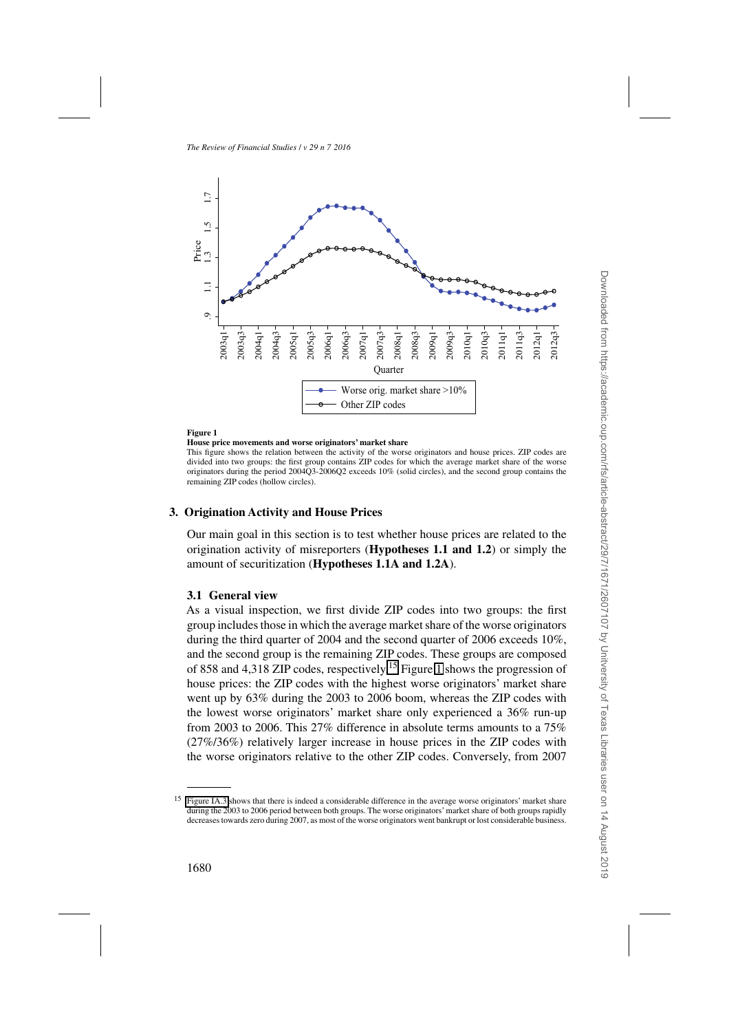**Figure 1**
**House price movements and worse originators' market share**
This figure shows the relation between the activity of the worse originators and house prices. ZIP codes are divided into two groups: the first group contains ZIP codes for which the average market share of the worse originators during the period 2004Q3-2006Q2 exceeds 10% (solid circles), and the second group contains the remaining ZIP codes (hollow circles).

## 3. Origination Activity and House Prices

Our main goal in this section is to test whether house prices are related to the origination activity of misreporters (**Hypotheses 1.1 and 1.2**) or simply the amount of securitization (**Hypotheses 1.1A and 1.2A**).

### 3.1 General view

As a visual inspection, we first divide ZIP codes into two groups: the first group includes those in which the average market share of the worse originators during the third quarter of 2004 and the second quarter of 2006 exceeds 10%, and the second group is the remaining ZIP codes. These groups are composed of 858 and 4,318 ZIP codes, respectively.[15] Figure 1 shows the progression of house prices: the ZIP codes with the highest worse originators' market share went up by 63% during the 2003 to 2006 boom, whereas the ZIP codes with the lowest worse originators' market share only experienced a 36% run-up from 2003 to 2006. This 27% difference in absolute terms amounts to a 75% (27%/36%) relatively larger increase in house prices in the ZIP codes with the worse originators relative to the other ZIP codes. Conversely, from 2007

[15] Figure IA.3 shows that there is indeed a considerable difference in the average worse originators' market share during the 2003 to 2006 period between both groups. The worse originators' market share of both groups rapidly decreases towards zero during 2007, as most of the worse originators went bankrupt or lost considerable business.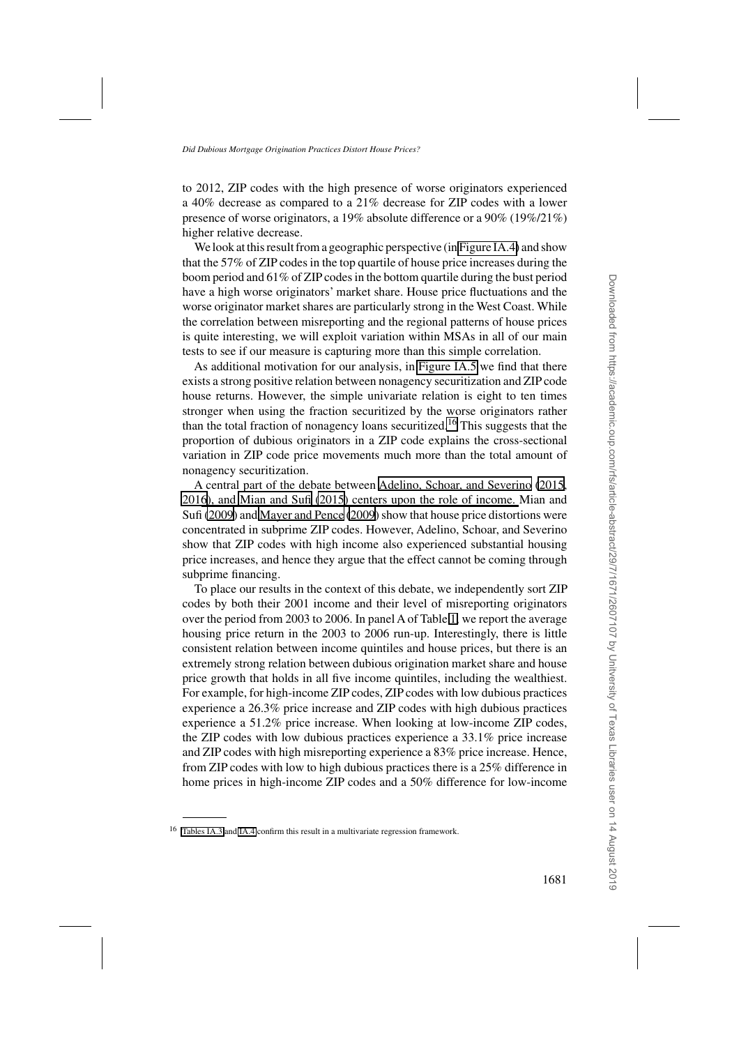to 2012, ZIP codes with the high presence of worse originators experienced a 40% decrease as compared to a 21% decrease for ZIP codes with a lower presence of worse originators, a 19% absolute difference or a 90% (19%/21%) higher relative decrease.

We look at this result from a geographic perspective (in Figure IA.4) and show that the 57% of ZIP codes in the top quartile of house price increases during the boom period and 61% of ZIP codes in the bottom quartile during the bust period have a high worse originators' market share. House price fluctuations and the worse originator market shares are particularly strong in the West Coast. While the correlation between misreporting and the regional patterns of house prices is quite interesting, we will exploit variation within MSAs in all of our main tests to see if our measure is capturing more than this simple correlation.

As additional motivation for our analysis, in Figure IA.5 we find that there exists a strong positive relation between nonagency securitization and ZIP code house returns. However, the simple univariate relation is eight to ten times stronger when using the fraction securitized by the worse originators rather than the total fraction of nonagency loans securitized.[16] This suggests that the proportion of dubious originators in a ZIP code explains the cross-sectional variation in ZIP code price movements much more than the total amount of nonagency securitization.

A central part of the debate between Adelino, Schoar, and Severino (2015, 2016), and Mian and Sufi (2015) centers upon the role of income. Mian and Sufi (2009) and Mayer and Pence (2009) show that house price distortions were concentrated in subprime ZIP codes. However, Adelino, Schoar, and Severino show that ZIP codes with high income also experienced substantial housing price increases, and hence they argue that the effect cannot be coming through subprime financing.

To place our results in the context of this debate, we independently sort ZIP codes by both their 2001 income and their level of misreporting originators over the period from 2003 to 2006. In panel A of Table 1, we report the average housing price return in the 2003 to 2006 run-up. Interestingly, there is little consistent relation between income quintiles and house prices, but there is an extremely strong relation between dubious origination market share and house price growth that holds in all five income quintiles, including the wealthiest. For example, for high-income ZIP codes, ZIP codes with low dubious practices experience a 26.3% price increase and ZIP codes with high dubious practices experience a 51.2% price increase. When looking at low-income ZIP codes, the ZIP codes with low dubious practices experience a 33.1% price increase and ZIP codes with high misreporting experience a 83% price increase. Hence, from ZIP codes with low to high dubious practices there is a 25% difference in home prices in high-income ZIP codes and a 50% difference for low-income

[16] Tables IA.3 and IA.4 confirm this result in a multivariate regression framework.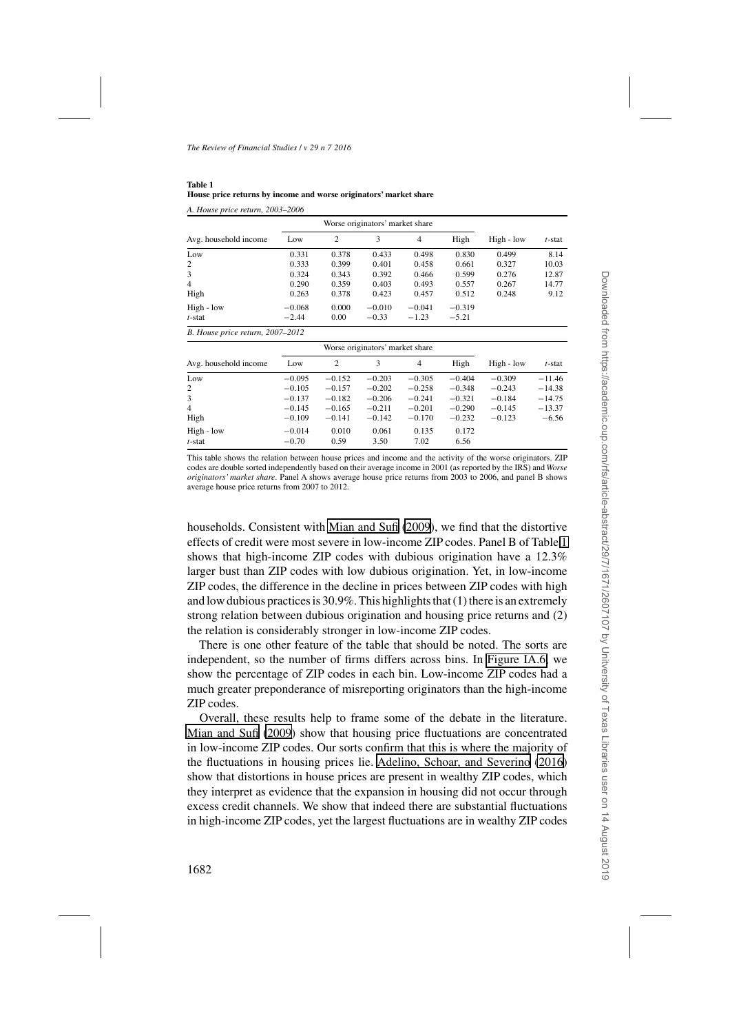**Table 1**
**House price returns by income and worse originators' market share**

*A. House price return, 2003–2006*

| | Worse originators' market share | | | | | | |
|---|---|---|---|---|---|---|---|
| Avg. household income | Low | 2 | 3 | 4 | High | High - low | *t*-stat |
| Low | 0.331 | 0.378 | 0.433 | 0.498 | 0.830 | 0.499 | 8.14 |
| 2 | 0.333 | 0.399 | 0.401 | 0.458 | 0.661 | 0.327 | 10.03 |
| 3 | 0.324 | 0.343 | 0.392 | 0.466 | 0.599 | 0.276 | 12.87 |
| 4 | 0.290 | 0.359 | 0.403 | 0.493 | 0.557 | 0.267 | 14.77 |
| High | 0.263 | 0.378 | 0.423 | 0.457 | 0.512 | 0.248 | 9.12 |
| High - low | −0.068 | 0.000 | −0.010 | −0.041 | −0.319 | | |
| *t*-stat | −2.44 | 0.00 | −0.33 | −1.23 | −5.21 | | |

*B. House price return, 2007–2012*

| | Worse originators' market share | | | | | | |
|---|---|---|---|---|---|---|---|
| Avg. household income | Low | 2 | 3 | 4 | High | High - low | *t*-stat |
| Low | −0.095 | −0.152 | −0.203 | −0.305 | −0.404 | −0.309 | −11.46 |
| 2 | −0.105 | −0.157 | −0.202 | −0.258 | −0.348 | −0.243 | −14.38 |
| 3 | −0.137 | −0.182 | −0.206 | −0.241 | −0.321 | −0.184 | −14.75 |
| 4 | −0.145 | −0.165 | −0.211 | −0.201 | −0.290 | −0.145 | −13.37 |
| High | −0.109 | −0.141 | −0.142 | −0.170 | −0.232 | −0.123 | −6.56 |
| High - low | −0.014 | 0.010 | 0.061 | 0.135 | 0.172 | | |
| *t*-stat | −0.70 | 0.59 | 3.50 | 7.02 | 6.56 | | |

This table shows the relation between house prices and income and the activity of the worse originators. ZIP codes are double sorted independently based on their average income in 2001 (as reported by the IRS) and *Worse originators' market share*. Panel A shows average house price returns from 2003 to 2006, and panel B shows average house price returns from 2007 to 2012.

households. Consistent with Mian and Sufi (2009), we find that the distortive effects of credit were most severe in low-income ZIP codes. Panel B of Table 1 shows that high-income ZIP codes with dubious origination have a 12.3% larger bust than ZIP codes with low dubious origination. Yet, in low-income ZIP codes, the difference in the decline in prices between ZIP codes with high and low dubious practices is 30.9%. This highlights that (1) there is an extremely strong relation between dubious origination and housing price returns and (2) the relation is considerably stronger in low-income ZIP codes.

There is one other feature of the table that should be noted. The sorts are independent, so the number of firms differs across bins. In Figure IA.6, we show the percentage of ZIP codes in each bin. Low-income ZIP codes had a much greater preponderance of misreporting originators than the high-income ZIP codes.

Overall, these results help to frame some of the debate in the literature. Mian and Sufi (2009) show that housing price fluctuations are concentrated in low-income ZIP codes. Our sorts confirm that this is where the majority of the fluctuations in housing prices lie. Adelino, Schoar, and Severino (2016) show that distortions in house prices are present in wealthy ZIP codes, which they interpret as evidence that the expansion in housing did not occur through excess credit channels. We show that indeed there are substantial fluctuations in high-income ZIP codes, yet the largest fluctuations are in wealthy ZIP codes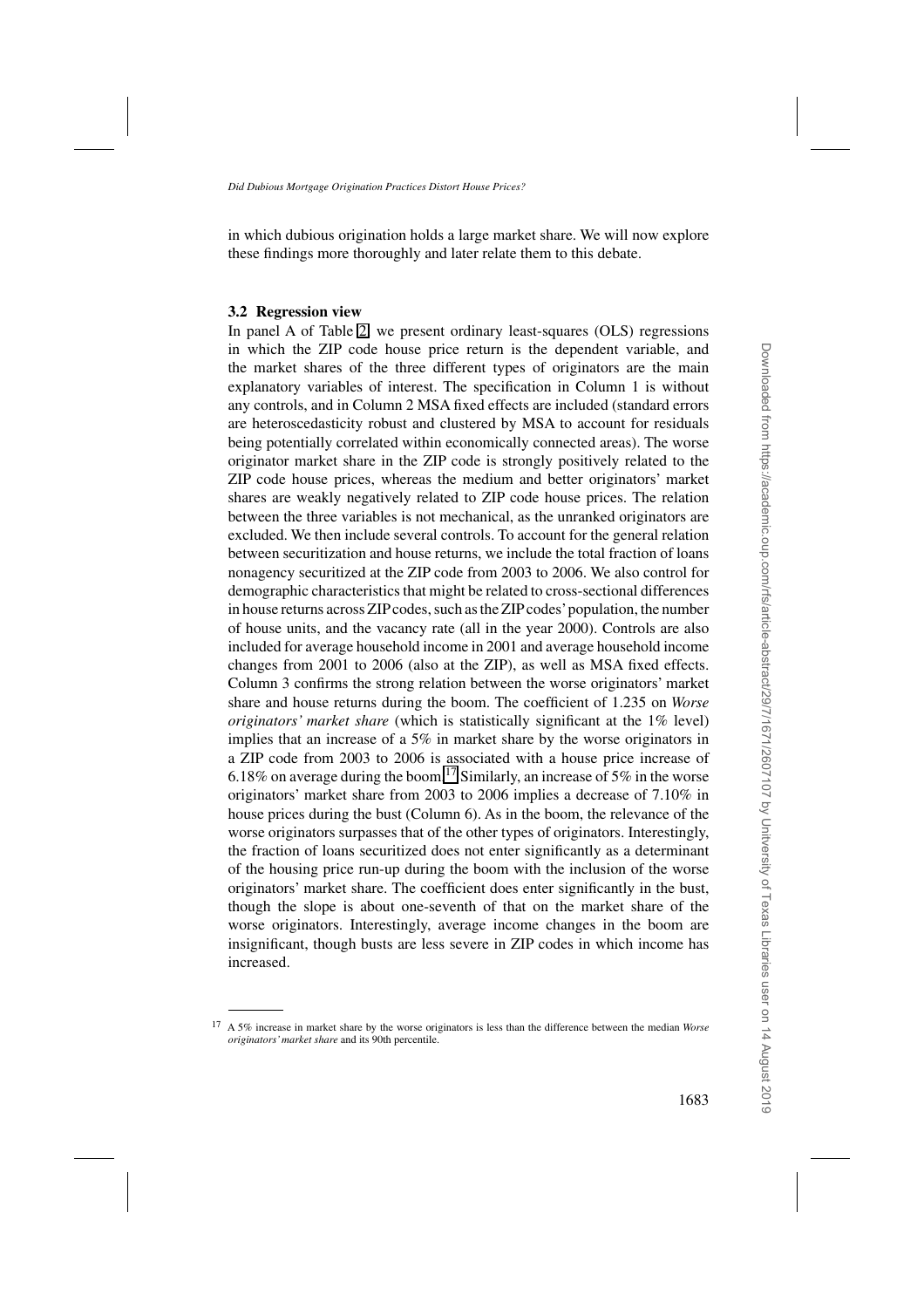in which dubious origination holds a large market share. We will now explore these findings more thoroughly and later relate them to this debate.

### 3.2 Regression view

In panel A of Table 2, we present ordinary least-squares (OLS) regressions in which the ZIP code house price return is the dependent variable, and the market shares of the three different types of originators are the main explanatory variables of interest. The specification in Column 1 is without any controls, and in Column 2 MSA fixed effects are included (standard errors are heteroscedasticity robust and clustered by MSA to account for residuals being potentially correlated within economically connected areas). The worse originator market share in the ZIP code is strongly positively related to the ZIP code house prices, whereas the medium and better originators' market shares are weakly negatively related to ZIP code house prices. The relation between the three variables is not mechanical, as the unranked originators are excluded. We then include several controls. To account for the general relation between securitization and house returns, we include the total fraction of loans nonagency securitized at the ZIP code from 2003 to 2006. We also control for demographic characteristics that might be related to cross-sectional differences in house returns across ZIP codes, such as the ZIP codes' population, the number of house units, and the vacancy rate (all in the year 2000). Controls are also included for average household income in 2001 and average household income changes from 2001 to 2006 (also at the ZIP), as well as MSA fixed effects. Column 3 confirms the strong relation between the worse originators' market share and house returns during the boom. The coefficient of 1.235 on *Worse originators' market share* (which is statistically significant at the 1% level) implies that an increase of a 5% in market share by the worse originators in a ZIP code from 2003 to 2006 is associated with a house price increase of 6.18% on average during the boom.[17] Similarly, an increase of 5% in the worse originators' market share from 2003 to 2006 implies a decrease of 7.10% in house prices during the bust (Column 6). As in the boom, the relevance of the worse originators surpasses that of the other types of originators. Interestingly, the fraction of loans securitized does not enter significantly as a determinant of the housing price run-up during the boom with the inclusion of the worse originators' market share. The coefficient does enter significantly in the bust, though the slope is about one-seventh of that on the market share of the worse originators. Interestingly, average income changes in the boom are insignificant, though busts are less severe in ZIP codes in which income has increased.

---

[17] A 5% increase in market share by the worse originators is less than the difference between the median *Worse originators' market share* and its 90th percentile.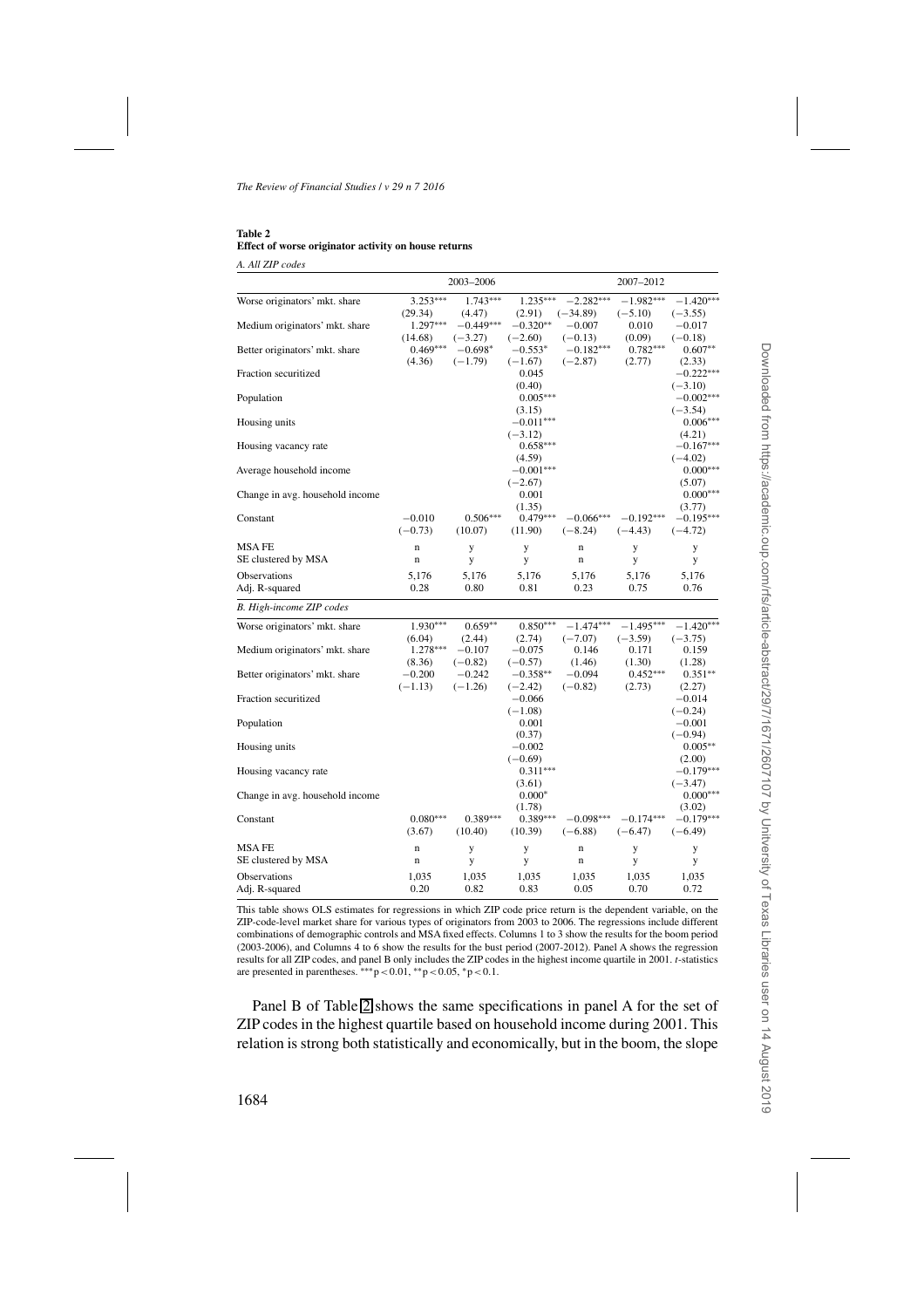**Table 2**
**Effect of worse originator activity on house returns**

*A. All ZIP codes*

| | 2003–2006 | | | 2007–2012 | | |
|---|---|---|---|---|---|---|
| Worse originators' mkt. share | 3.253*** | 1.743*** | 1.235*** | −2.282*** | −1.982*** | −1.420*** |
| | (29.34) | (4.47) | (2.91) | (−34.89) | (−5.10) | (−3.55) |
| Medium originators' mkt. share | 1.297*** | −0.449*** | −0.320** | −0.007 | 0.010 | −0.017 |
| | (14.68) | (−3.27) | (−2.60) | (−0.13) | (0.09) | (−0.18) |
| Better originators' mkt. share | 0.469*** | −0.698* | −0.553* | −0.182*** | 0.782*** | 0.607** |
| | (4.36) | (−1.79) | (−1.67) | (−2.87) | (2.77) | (2.33) |
| Fraction securitized | | | 0.045 | | | −0.222*** |
| | | | (0.40) | | | (−3.10) |
| Population | | | 0.005*** | | | −0.002*** |
| | | | (3.15) | | | (−3.54) |
| Housing units | | | −0.011*** | | | 0.006*** |
| | | | (−3.12) | | | (4.21) |
| Housing vacancy rate | | | 0.658*** | | | −0.167*** |
| | | | (4.59) | | | (−4.02) |
| Average household income | | | −0.001*** | | | 0.000*** |
| | | | (−2.67) | | | (5.07) |
| Change in avg. household income | | | 0.001 | | | 0.000*** |
| | | | (1.35) | | | (3.77) |
| Constant | −0.010 | 0.506*** | 0.479*** | −0.066*** | −0.192*** | −0.195*** |
| | (−0.73) | (10.07) | (11.90) | (−8.24) | (−4.43) | (−4.72) |
| MSA FE | n | y | y | n | y | y |
| SE clustered by MSA | n | y | y | n | y | y |
| Observations | 5,176 | 5,176 | 5,176 | 5,176 | 5,176 | 5,176 |
| Adj. R-squared | 0.28 | 0.80 | 0.81 | 0.23 | 0.75 | 0.76 |

*B. High-income ZIP codes*

| | | | | | | |
|---|---|---|---|---|---|---|
| Worse originators' mkt. share | 1.930*** | 0.659** | 0.850*** | −1.474*** | −1.495*** | −1.420*** |
| | (6.04) | (2.44) | (2.74) | (−7.07) | (−3.59) | (−3.75) |
| Medium originators' mkt. share | 1.278*** | −0.107 | −0.075 | 0.146 | 0.171 | 0.159 |
| | (8.36) | (−0.82) | (−0.57) | (1.46) | (1.30) | (1.28) |
| Better originators' mkt. share | −0.200 | −0.242 | −0.358** | −0.094 | 0.452*** | 0.351** |
| | (−1.13) | (−1.26) | (−2.42) | (−0.82) | (2.73) | (2.27) |
| Fraction securitized | | | −0.066 | | | −0.014 |
| | | | (−1.08) | | | (−0.24) |
| Population | | | 0.001 | | | −0.001 |
| | | | (0.37) | | | (−0.94) |
| Housing units | | | −0.002 | | | 0.005** |
| | | | (−0.69) | | | (2.00) |
| Housing vacancy rate | | | 0.311*** | | | −0.179*** |
| | | | (3.61) | | | (−3.47) |
| Change in avg. household income | | | 0.000* | | | 0.000*** |
| | | | (1.78) | | | (3.02) |
| Constant | 0.080*** | 0.389*** | 0.389*** | −0.098*** | −0.174*** | −0.179*** |
| | (3.67) | (10.40) | (10.39) | (−6.88) | (−6.47) | (−6.49) |
| MSA FE | n | y | y | n | y | y |
| SE clustered by MSA | n | y | y | n | y | y |
| Observations | 1,035 | 1,035 | 1,035 | 1,035 | 1,035 | 1,035 |
| Adj. R-squared | 0.20 | 0.82 | 0.83 | 0.05 | 0.70 | 0.72 |

This table shows OLS estimates for regressions in which ZIP code price return is the dependent variable, on the ZIP-code-level market share for various types of originators from 2003 to 2006. The regressions include different combinations of demographic controls and MSA fixed effects. Columns 1 to 3 show the results for the boom period (2003-2006), and Columns 4 to 6 show the results for the bust period (2007-2012). Panel A shows the regression results for all ZIP codes, and panel B only includes the ZIP codes in the highest income quartile in 2001. *t*-statistics are presented in parentheses. $^{***}p<0.01$, $^{**}p<0.05$, $^{*}p<0.1$.

Panel B of Table 2 shows the same specifications in panel A for the set of ZIP codes in the highest quartile based on household income during 2001. This relation is strong both statistically and economically, but in the boom, the slope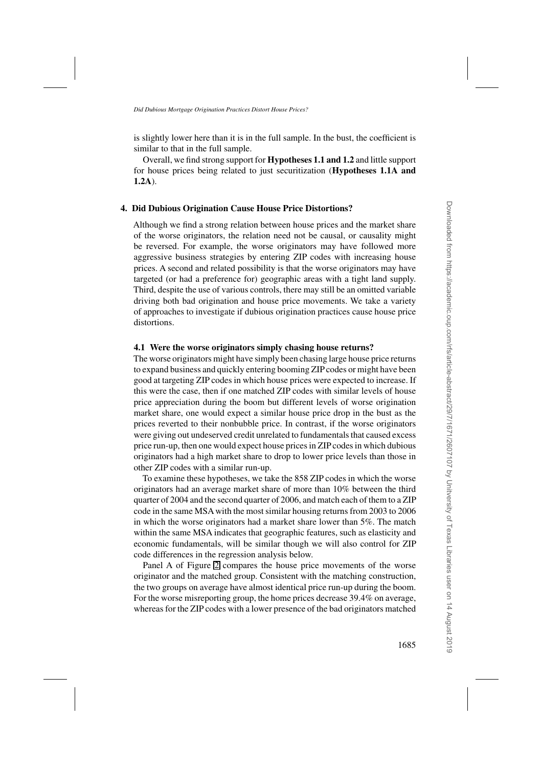is slightly lower here than it is in the full sample. In the bust, the coefficient is similar to that in the full sample.

Overall, we find strong support for **Hypotheses 1.1 and 1.2** and little support for house prices being related to just securitization (**Hypotheses 1.1A and 1.2A**).

## 4. Did Dubious Origination Cause House Price Distortions?

Although we find a strong relation between house prices and the market share of the worse originators, the relation need not be causal, or causality might be reversed. For example, the worse originators may have followed more aggressive business strategies by entering ZIP codes with increasing house prices. A second and related possibility is that the worse originators may have targeted (or had a preference for) geographic areas with a tight land supply. Third, despite the use of various controls, there may still be an omitted variable driving both bad origination and house price movements. We take a variety of approaches to investigate if dubious origination practices cause house price distortions.

### 4.1 Were the worse originators simply chasing house returns?

The worse originators might have simply been chasing large house price returns to expand business and quickly entering booming ZIP codes or might have been good at targeting ZIP codes in which house prices were expected to increase. If this were the case, then if one matched ZIP codes with similar levels of house price appreciation during the boom but different levels of worse origination market share, one would expect a similar house price drop in the bust as the prices reverted to their nonbubble price. In contrast, if the worse originators were giving out undeserved credit unrelated to fundamentals that caused excess price run-up, then one would expect house prices in ZIP codes in which dubious originators had a high market share to drop to lower price levels than those in other ZIP codes with a similar run-up.

To examine these hypotheses, we take the 858 ZIP codes in which the worse originators had an average market share of more than 10% between the third quarter of 2004 and the second quarter of 2006, and match each of them to a ZIP code in the same MSA with the most similar housing returns from 2003 to 2006 in which the worse originators had a market share lower than 5%. The match within the same MSA indicates that geographic features, such as elasticity and economic fundamentals, will be similar though we will also control for ZIP code differences in the regression analysis below.

Panel A of Figure 2 compares the house price movements of the worse originator and the matched group. Consistent with the matching construction, the two groups on average have almost identical price run-up during the boom. For the worse misreporting group, the home prices decrease 39.4% on average, whereas for the ZIP codes with a lower presence of the bad originators matched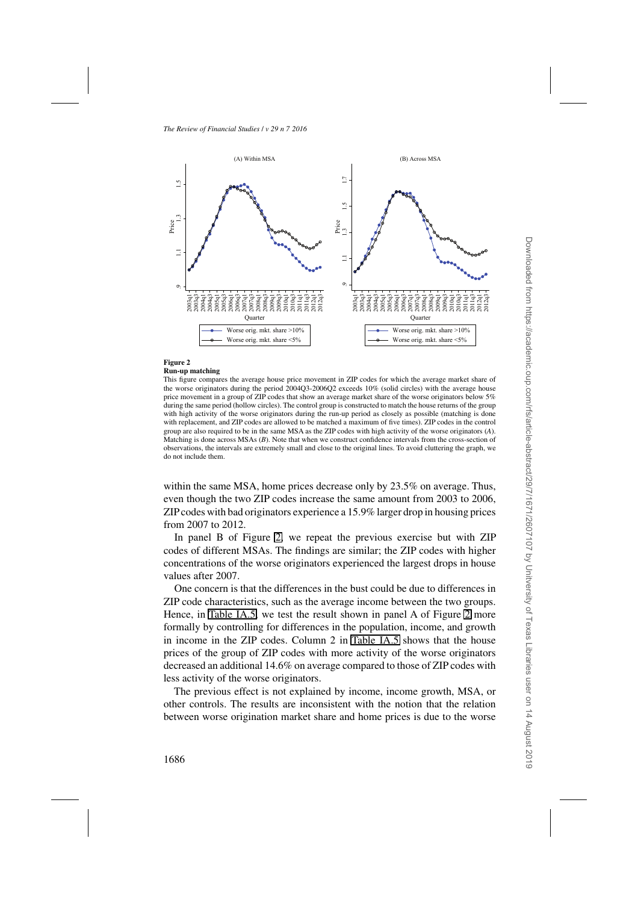**Figure 2**
**Run-up matching**
This figure compares the average house price movement in ZIP codes for which the average market share of the worse originators during the period 2004Q3-2006Q2 exceeds 10% (solid circles) with the average house price movement in a group of ZIP codes that show an average market share of the worse originators below 5% during the same period (hollow circles). The control group is constructed to match the house returns of the group with high activity of the worse originators during the run-up period as closely as possible (matching is done with replacement, and ZIP codes are allowed to be matched a maximum of five times). ZIP codes in the control group are also required to be in the same MSA as the ZIP codes with high activity of the worse originators (*A*). Matching is done across MSAs (*B*). Note that when we construct confidence intervals from the cross-section of observations, the intervals are extremely small and close to the original lines. To avoid cluttering the graph, we do not include them.

within the same MSA, home prices decrease only by 23.5% on average. Thus, even though the two ZIP codes increase the same amount from 2003 to 2006, ZIP codes with bad originators experience a 15.9% larger drop in housing prices from 2007 to 2012.

In panel B of Figure 2, we repeat the previous exercise but with ZIP codes of different MSAs. The findings are similar; the ZIP codes with higher concentrations of the worse originators experienced the largest drops in house values after 2007.

One concern is that the differences in the bust could be due to differences in ZIP code characteristics, such as the average income between the two groups. Hence, in Table IA.5, we test the result shown in panel A of Figure 2 more formally by controlling for differences in the population, income, and growth in income in the ZIP codes. Column 2 in Table IA.5 shows that the house prices of the group of ZIP codes with more activity of the worse originators decreased an additional 14.6% on average compared to those of ZIP codes with less activity of the worse originators.

The previous effect is not explained by income, income growth, MSA, or other controls. The results are inconsistent with the notion that the relation between worse origination market share and home prices is due to the worse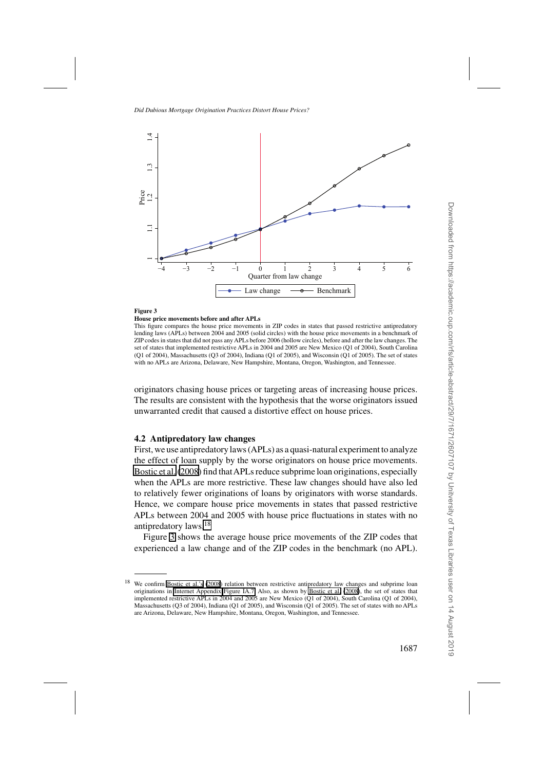**Figure 3**

**House price movements before and after APLs**

This figure compares the house price movements in ZIP codes in states that passed restrictive antipredatory lending laws (APLs) between 2004 and 2005 (solid circles) with the house price movements in a benchmark of ZIP codes in states that did not pass any APLs before 2006 (hollow circles), before and after the law changes. The set of states that implemented restrictive APLs in 2004 and 2005 are New Mexico (Q1 of 2004), South Carolina (Q1 of 2004), Massachusetts (Q3 of 2004), Indiana (Q1 of 2005), and Wisconsin (Q1 of 2005). The set of states with no APLs are Arizona, Delaware, New Hampshire, Montana, Oregon, Washington, and Tennessee.

originators chasing house prices or targeting areas of increasing house prices. The results are consistent with the hypothesis that the worse originators issued unwarranted credit that caused a distortive effect on house prices.

### 4.2 Antipredatory law changes

First, we use antipredatory laws (APLs) as a quasi-natural experiment to analyze the effect of loan supply by the worse originators on house price movements. Bostic et al. (2008) find that APLs reduce subprime loan originations, especially when the APLs are more restrictive. These law changes should have also led to relatively fewer originations of loans by originators with worse standards. Hence, we compare house price movements in states that passed restrictive APLs between 2004 and 2005 with house price fluctuations in states with no antipredatory laws.[18]

Figure 3 shows the average house price movements of the ZIP codes that experienced a law change and of the ZIP codes in the benchmark (no APL).

[18] We confirm Bostic et al.'s (2008) relation between restrictive antipredatory law changes and subprime loan originations in Internet Appendix Figure IA.7. Also, as shown by Bostic et al. (2008), the set of states that implemented restrictive APLs in 2004 and 2005 are New Mexico (Q1 of 2004), South Carolina (Q1 of 2004), Massachusetts (Q3 of 2004), Indiana (Q1 of 2005), and Wisconsin (Q1 of 2005). The set of states with no APLs are Arizona, Delaware, New Hampshire, Montana, Oregon, Washington, and Tennessee.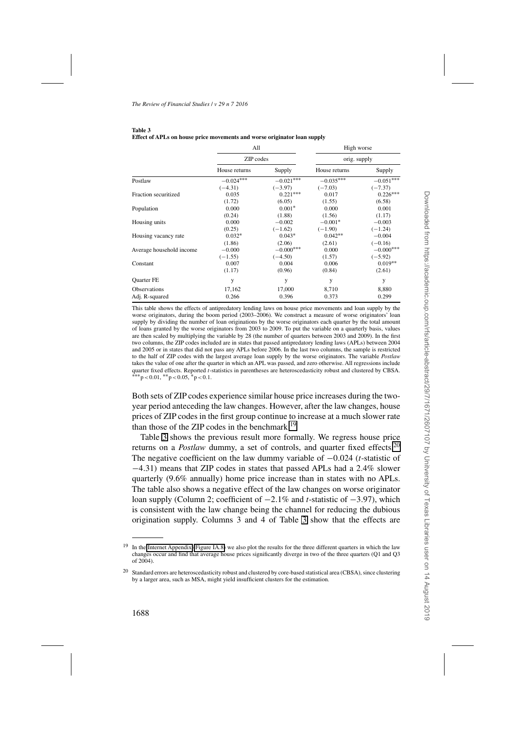**Table 3**
**Effect of APLs on house price movements and worse originator loan supply**

| | All | | High worse | |
|---|---|---|---|---|
| | ZIP codes | | orig. supply | |
| | House returns | Supply | House returns | Supply |
| Postlaw | −0.024*** | −0.021*** | −0.035*** | −0.051*** |
| | (−4.31) | (−3.97) | (−7.03) | (−7.37) |
| Fraction securitized | 0.035 | 0.221*** | 0.017 | 0.226*** |
| | (1.72) | (6.05) | (1.55) | (6.58) |
| Population | 0.000 | 0.001* | 0.000 | 0.001 |
| | (0.24) | (1.88) | (1.56) | (1.17) |
| Housing units | 0.000 | −0.002 | −0.001* | −0.003 |
| | (0.25) | (−1.62) | (−1.90) | (−1.24) |
| Housing vacancy rate | 0.032* | 0.043* | 0.042** | −0.004 |
| | (1.86) | (2.06) | (2.61) | (−0.16) |
| Average household income | −0.000 | −0.000*** | 0.000 | −0.000*** |
| | (−1.55) | (−4.50) | (1.57) | (−5.92) |
| Constant | 0.007 | 0.004 | 0.006 | 0.019** |
| | (1.17) | (0.96) | (0.84) | (2.61) |
| Quarter FE | y | y | y | y |
| Observations | 17,162 | 17,000 | 8,710 | 8,880 |
| Adj. R-squared | 0.266 | 0.396 | 0.373 | 0.299 |

This table shows the effects of antipredatory lending laws on house price movements and loan supply by the worse originators, during the boom period (2003–2006). We construct a measure of worse originators' loan supply by dividing the number of loan originations by the worse originators each quarter by the total amount of loans granted by the worse originators from 2003 to 2009. To put the variable on a quarterly basis, values are then scaled by multiplying the variable by 28 (the number of quarters between 2003 and 2009). In the first two columns, the ZIP codes included are in states that passed antipredatory lending laws (APLs) between 2004 and 2005 or in states that did not pass any APLs before 2006. In the last two columns, the sample is restricted to the half of ZIP codes with the largest average loan supply by the worse originators. The variable *Postlaw* takes the value of one after the quarter in which an APL was passed, and zero otherwise. All regressions include quarter fixed effects. Reported $t$-statistics in parentheses are heteroscedasticity robust and clustered by CBSA. ***$p<0.01$, **$p<0.05$, *$p<0.1$.

Both sets of ZIP codes experience similar house price increases during the two-year period anteceding the law changes. However, after the law changes, house prices of ZIP codes in the first group continue to increase at a much slower rate than those of the ZIP codes in the benchmark.[19]

Table 3 shows the previous result more formally. We regress house price returns on a *Postlaw* dummy, a set of controls, and quarter fixed effects.[20] The negative coefficient on the law dummy variable of −0.024 ($t$-statistic of −4.31) means that ZIP codes in states that passed APLs had a 2.4% slower quarterly (9.6% annually) home price increase than in states with no APLs. The table also shows a negative effect of the law changes on worse originator loan supply (Column 2; coefficient of −2.1% and $t$-statistic of −3.97), which is consistent with the law change being the channel for reducing the dubious origination supply. Columns 3 and 4 of Table 3 show that the effects are

[19] In the Internet Appendix (Figure IA.8) we also plot the results for the three different quarters in which the law changes occur and find that average house prices significantly diverge in two of the three quarters (Q1 and Q3 of 2004).

[20] Standard errors are heteroscedasticity robust and clustered by core-based statistical area (CBSA), since clustering by a larger area, such as MSA, might yield insufficient clusters for the estimation.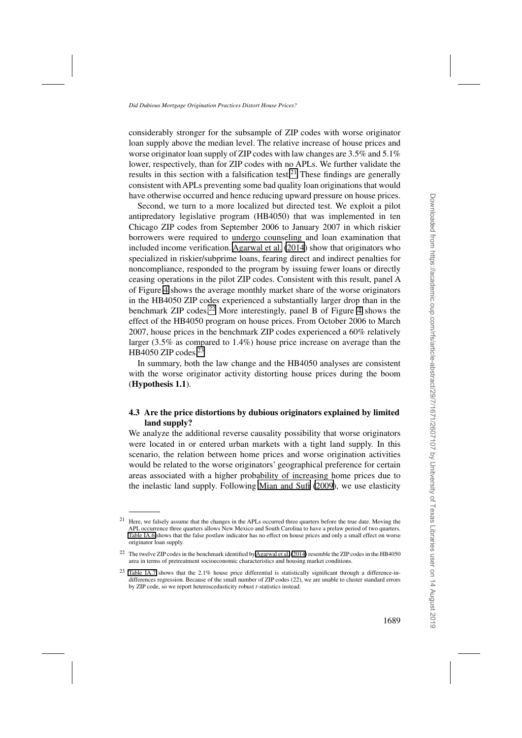considerably stronger for the subsample of ZIP codes with worse originator loan supply above the median level. The relative increase of house prices and worse originator loan supply of ZIP codes with law changes are 3.5% and 5.1% lower, respectively, than for ZIP codes with no APLs. We further validate the results in this section with a falsification test.[21] These findings are generally consistent with APLs preventing some bad quality loan originations that would have otherwise occurred and hence reducing upward pressure on house prices.

Second, we turn to a more localized but directed test. We exploit a pilot antipredatory legislative program (HB4050) that was implemented in ten Chicago ZIP codes from September 2006 to January 2007 in which riskier borrowers were required to undergo counseling and loan examination that included income verification. Agarwal et al. (2014) show that originators who specialized in riskier/subprime loans, fearing direct and indirect penalties for noncompliance, responded to the program by issuing fewer loans or directly ceasing operations in the pilot ZIP codes. Consistent with this result, panel A of Figure 4 shows the average monthly market share of the worse originators in the HB4050 ZIP codes experienced a substantially larger drop than in the benchmark ZIP codes.[22] More interestingly, panel B of Figure 4 shows the effect of the HB4050 program on house prices. From October 2006 to March 2007, house prices in the benchmark ZIP codes experienced a 60% relatively larger (3.5% as compared to 1.4%) house price increase on average than the HB4050 ZIP codes.[23]

In summary, both the law change and the HB4050 analyses are consistent with the worse originator activity distorting house prices during the boom (**Hypothesis 1.1**).

### 4.3 Are the price distortions by dubious originators explained by limited land supply?

We analyze the additional reverse causality possibility that worse originators were located in or entered urban markets with a tight land supply. In this scenario, the relation between home prices and worse origination activities would be related to the worse originators' geographical preference for certain areas associated with a higher probability of increasing home prices due to the inelastic land supply. Following Mian and Sufi (2009), we use elasticity

[21] Here, we falsely assume that the changes in the APLs occurred three quarters before the true date. Moving the APL occurrence three quarters allows New Mexico and South Carolina to have a prelaw period of two quarters. Table IA.6 shows that the false postlaw indicator has no effect on house prices and only a small effect on worse originator loan supply.

[22] The twelve ZIP codes in the benchmark identified by Agarwal et al. (2014) resemble the ZIP codes in the HB4050 area in terms of pretreatment socioeconomic characteristics and housing market conditions.

[23] Table IA.7 shows that the 2.1% house price differential is statistically significant through a difference-in-differences regression. Because of the small number of ZIP codes (22), we are unable to cluster standard errors by ZIP code, so we report heteroscedasticity robust *t*-statistics instead.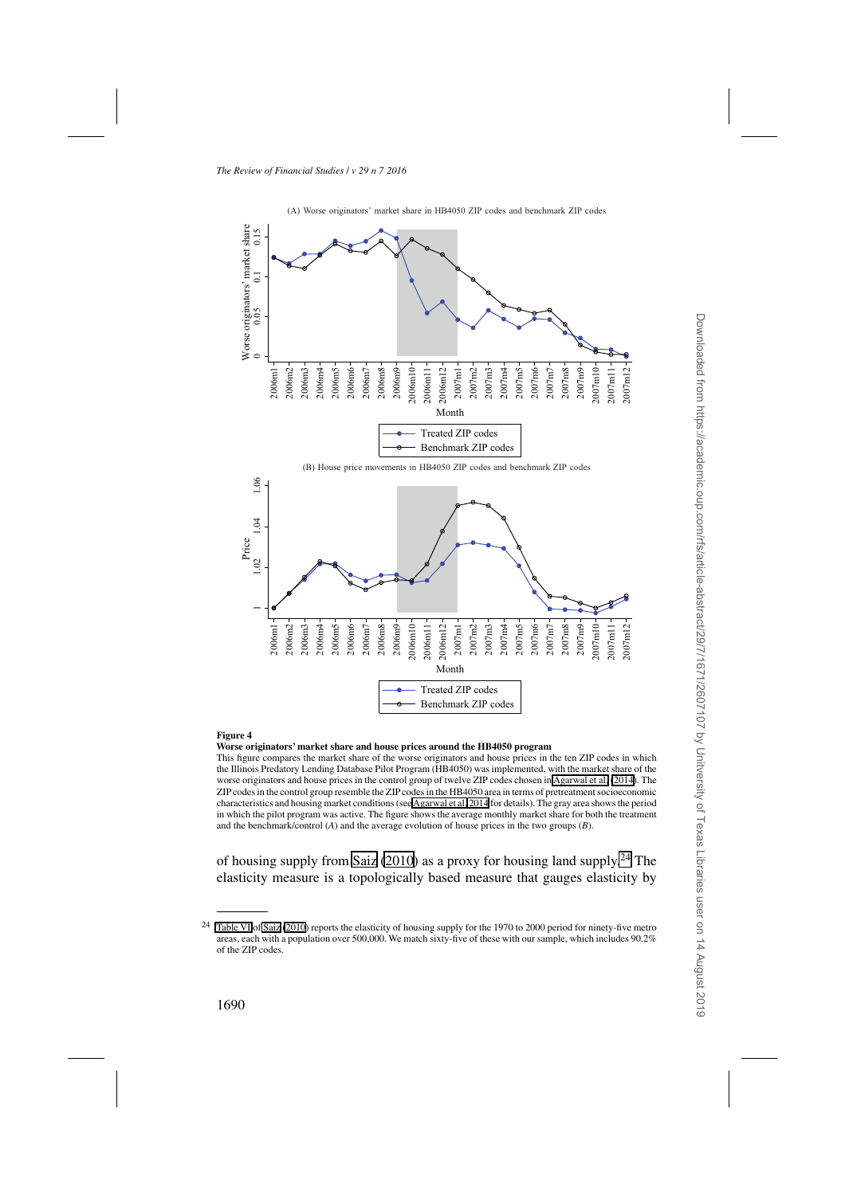**Figure 4**

**Worse originators' market share and house prices around the HB4050 program**

This figure compares the market share of the worse originators and house prices in the ten ZIP codes in which the Illinois Predatory Lending Database Pilot Program (HB4050) was implemented, with the market share of the worse originators and house prices in the control group of twelve ZIP codes chosen in Agarwal et al. (2014). The ZIP codes in the control group resemble the ZIP codes in the HB4050 area in terms of pretreatment socioeconomic characteristics and housing market conditions (see Agarwal et al. 2014 for details). The gray area shows the period in which the pilot program was active. The figure shows the average monthly market share for both the treatment and the benchmark/control (*A*) and the average evolution of house prices in the two groups (*B*).

of housing supply from Saiz (2010) as a proxy for housing land supply.[24] The elasticity measure is a topologically based measure that gauges elasticity by

[24] Table VI of Saiz (2010) reports the elasticity of housing supply for the 1970 to 2000 period for ninety-five metro areas, each with a population over 500,000. We match sixty-five of these with our sample, which includes 90.2% of the ZIP codes.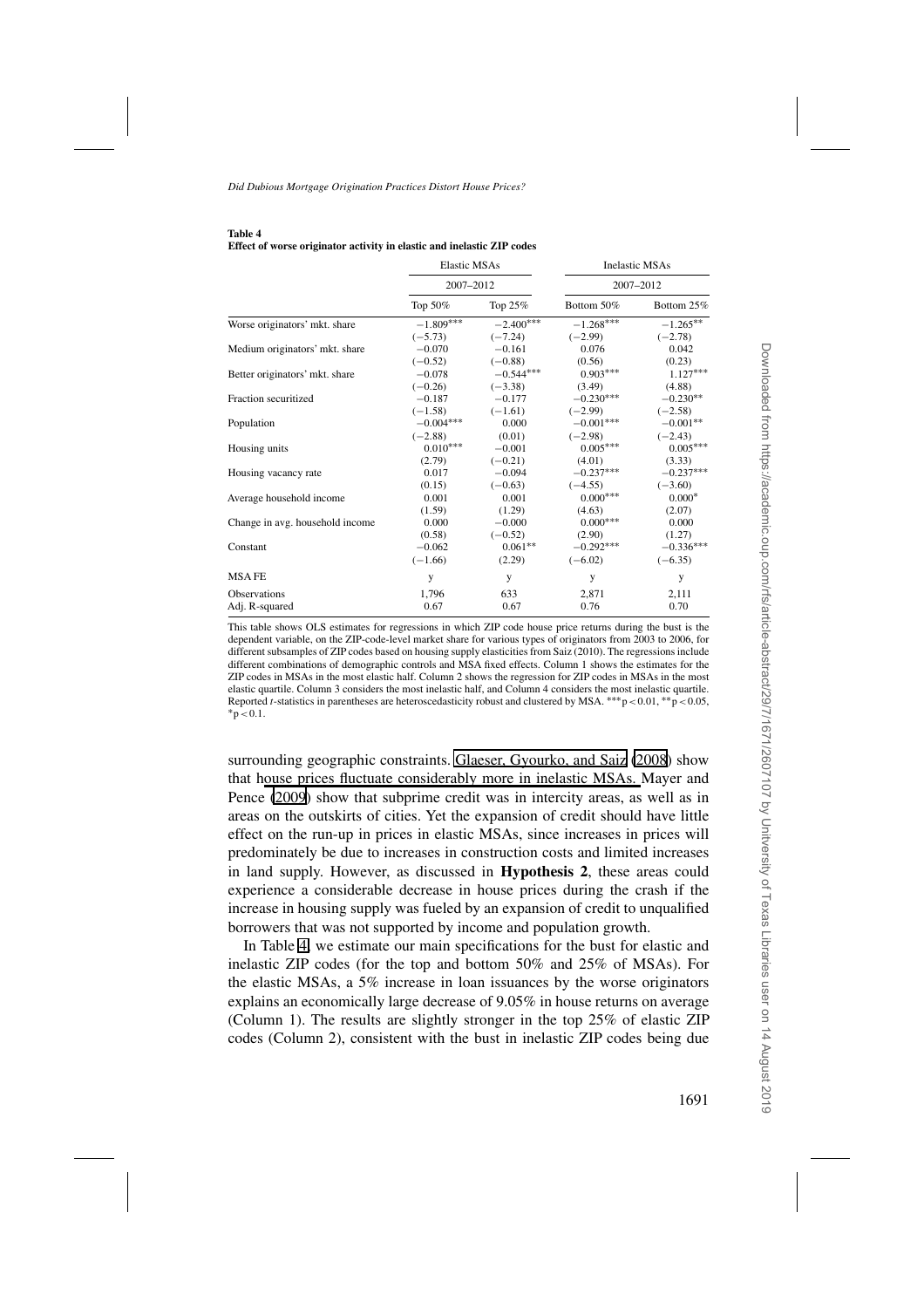**Table 4**
**Effect of worse originator activity in elastic and inelastic ZIP codes**

| | Elastic MSAs | | Inelastic MSAs | |
|---|---|---|---|---|
| | 2007–2012 | | 2007–2012 | |
| | Top 50% | Top 25% | Bottom 50% | Bottom 25% |
| Worse originators' mkt. share | $-1.809^{***}$ | $-2.400^{***}$ | $-1.268^{***}$ | $-1.265^{**}$ |
| | $(-5.73)$ | $(-7.24)$ | $(-2.99)$ | $(-2.78)$ |
| Medium originators' mkt. share | $-0.070$ | $-0.161$ | $0.076$ | $0.042$ |
| | $(-0.52)$ | $(-0.88)$ | $(0.56)$ | $(0.23)$ |
| Better originators' mkt. share | $-0.078$ | $-0.544^{***}$ | $0.903^{***}$ | $1.127^{***}$ |
| | $(-0.26)$ | $(-3.38)$ | $(3.49)$ | $(4.88)$ |
| Fraction securitized | $-0.187$ | $-0.177$ | $-0.230^{***}$ | $-0.230^{**}$ |
| | $(-1.58)$ | $(-1.61)$ | $(-2.99)$ | $(-2.58)$ |
| Population | $-0.004^{***}$ | $0.000$ | $-0.001^{***}$ | $-0.001^{**}$ |
| | $(-2.88)$ | $(0.01)$ | $(-2.98)$ | $(-2.43)$ |
| Housing units | $0.010^{***}$ | $-0.001$ | $0.005^{***}$ | $0.005^{***}$ |
| | $(2.79)$ | $(-0.21)$ | $(4.01)$ | $(3.33)$ |
| Housing vacancy rate | $0.017$ | $-0.094$ | $-0.237^{***}$ | $-0.237^{***}$ |
| | $(0.15)$ | $(-0.63)$ | $(-4.55)$ | $(-3.60)$ |
| Average household income | $0.001$ | $0.001$ | $0.000^{***}$ | $0.000^{*}$ |
| | $(1.59)$ | $(1.29)$ | $(4.63)$ | $(2.07)$ |
| Change in avg. household income | $0.000$ | $-0.000$ | $0.000^{***}$ | $0.000$ |
| | $(0.58)$ | $(-0.52)$ | $(2.90)$ | $(1.27)$ |
| Constant | $-0.062$ | $0.061^{**}$ | $-0.292^{***}$ | $-0.336^{***}$ |
| | $(-1.66)$ | $(2.29)$ | $(-6.02)$ | $(-6.35)$ |
| MSA FE | y | y | y | y |
| Observations | 1,796 | 633 | 2,871 | 2,111 |
| Adj. R-squared | 0.67 | 0.67 | 0.76 | 0.70 |

This table shows OLS estimates for regressions in which ZIP code house price returns during the bust is the dependent variable, on the ZIP-code-level market share for various types of originators from 2003 to 2006, for different subsamples of ZIP codes based on housing supply elasticities from Saiz (2010). The regressions include different combinations of demographic controls and MSA fixed effects. Column 1 shows the estimates for the ZIP codes in MSAs in the most elastic half. Column 2 shows the regression for ZIP codes in MSAs in the most elastic quartile. Column 3 considers the most inelastic half, and Column 4 considers the most inelastic quartile. Reported $t$-statistics in parentheses are heteroscedasticity robust and clustered by MSA. $^{***}p<0.01$, $^{**}p<0.05$, $^{*}p<0.1$.

surrounding geographic constraints. Glaeser, Gyourko, and Saiz (2008) show that house prices fluctuate considerably more in inelastic MSAs. Mayer and Pence (2009) show that subprime credit was in intercity areas, as well as in areas on the outskirts of cities. Yet the expansion of credit should have little effect on the run-up in prices in elastic MSAs, since increases in prices will predominately be due to increases in construction costs and limited increases in land supply. However, as discussed in **Hypothesis 2**, these areas could experience a considerable decrease in house prices during the crash if the increase in housing supply was fueled by an expansion of credit to unqualified borrowers that was not supported by income and population growth.

In Table 4, we estimate our main specifications for the bust for elastic and inelastic ZIP codes (for the top and bottom 50% and 25% of MSAs). For the elastic MSAs, a 5% increase in loan issuances by the worse originators explains an economically large decrease of 9.05% in house returns on average (Column 1). The results are slightly stronger in the top 25% of elastic ZIP codes (Column 2), consistent with the bust in inelastic ZIP codes being due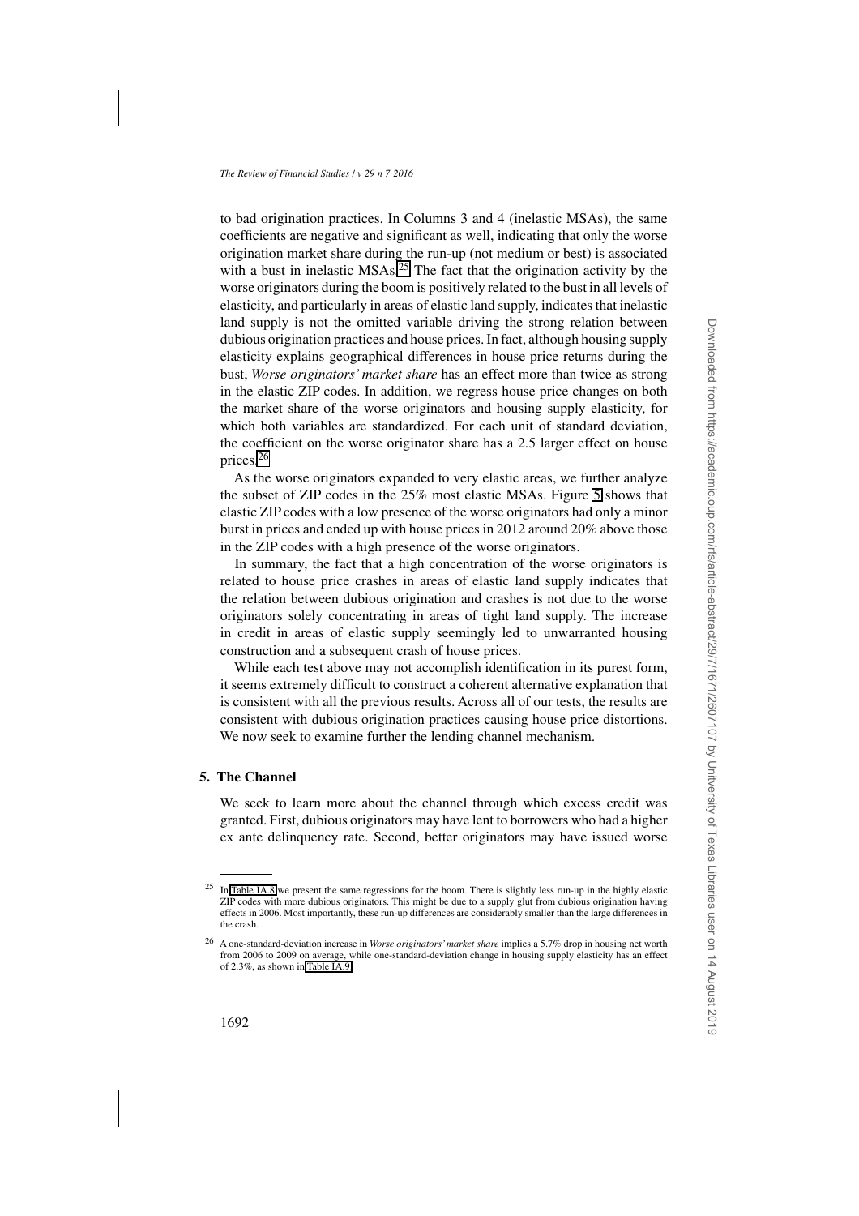to bad origination practices. In Columns 3 and 4 (inelastic MSAs), the same coefficients are negative and significant as well, indicating that only the worse origination market share during the run-up (not medium or best) is associated with a bust in inelastic MSAs.[25] The fact that the origination activity by the worse originators during the boom is positively related to the bust in all levels of elasticity, and particularly in areas of elastic land supply, indicates that inelastic land supply is not the omitted variable driving the strong relation between dubious origination practices and house prices. In fact, although housing supply elasticity explains geographical differences in house price returns during the bust, *Worse originators' market share* has an effect more than twice as strong in the elastic ZIP codes. In addition, we regress house price changes on both the market share of the worse originators and housing supply elasticity, for which both variables are standardized. For each unit of standard deviation, the coefficient on the worse originator share has a 2.5 larger effect on house prices.[26]

As the worse originators expanded to very elastic areas, we further analyze the subset of ZIP codes in the 25% most elastic MSAs. Figure 5 shows that elastic ZIP codes with a low presence of the worse originators had only a minor burst in prices and ended up with house prices in 2012 around 20% above those in the ZIP codes with a high presence of the worse originators.

In summary, the fact that a high concentration of the worse originators is related to house price crashes in areas of elastic land supply indicates that the relation between dubious origination and crashes is not due to the worse originators solely concentrating in areas of tight land supply. The increase in credit in areas of elastic supply seemingly led to unwarranted housing construction and a subsequent crash of house prices.

While each test above may not accomplish identification in its purest form, it seems extremely difficult to construct a coherent alternative explanation that is consistent with all the previous results. Across all of our tests, the results are consistent with dubious origination practices causing house price distortions. We now seek to examine further the lending channel mechanism.

## 5. The Channel

We seek to learn more about the channel through which excess credit was granted. First, dubious originators may have lent to borrowers who had a higher ex ante delinquency rate. Second, better originators may have issued worse

---

[25] In Table IA.8 we present the same regressions for the boom. There is slightly less run-up in the highly elastic ZIP codes with more dubious originators. This might be due to a supply glut from dubious origination having effects in 2006. Most importantly, these run-up differences are considerably smaller than the large differences in the crash.

[26] A one-standard-deviation increase in *Worse originators' market share* implies a 5.7% drop in housing net worth from 2006 to 2009 on average, while one-standard-deviation change in housing supply elasticity has an effect of 2.3%, as shown in Table IA.9.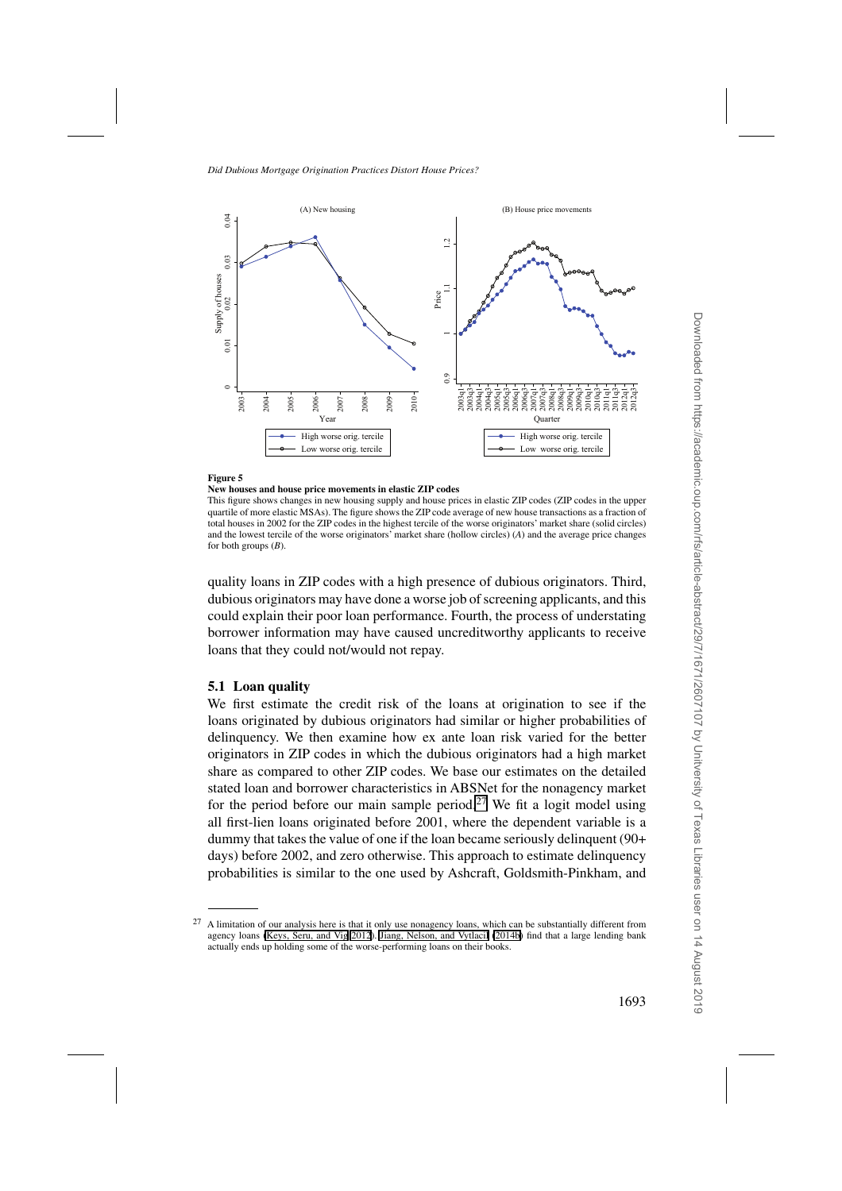**Figure 5**

**New houses and house price movements in elastic ZIP codes**

This figure shows changes in new housing supply and house prices in elastic ZIP codes (ZIP codes in the upper quartile of more elastic MSAs). The figure shows the ZIP code average of new house transactions as a fraction of total houses in 2002 for the ZIP codes in the highest tercile of the worse originators' market share (solid circles) and the lowest tercile of the worse originators' market share (hollow circles) (*A*) and the average price changes for both groups (*B*).

quality loans in ZIP codes with a high presence of dubious originators. Third, dubious originators may have done a worse job of screening applicants, and this could explain their poor loan performance. Fourth, the process of understating borrower information may have caused uncreditworthy applicants to receive loans that they could not/would not repay.

## 5.1 Loan quality

We first estimate the credit risk of the loans at origination to see if the loans originated by dubious originators had similar or higher probabilities of delinquency. We then examine how ex ante loan risk varied for the better originators in ZIP codes in which the dubious originators had a high market share as compared to other ZIP codes. We base our estimates on the detailed stated loan and borrower characteristics in ABSNet for the nonagency market for the period before our main sample period.[27] We fit a logit model using all first-lien loans originated before 2001, where the dependent variable is a dummy that takes the value of one if the loan became seriously delinquent (90+ days) before 2002, and zero otherwise. This approach to estimate delinquency probabilities is similar to the one used by Ashcraft, Goldsmith-Pinkham, and

[27] A limitation of our analysis here is that it only use nonagency loans, which can be substantially different from agency loans (Keys, Seru, and Vig 2012). Jiang, Nelson, and Vytlacil (2014b) find that a large lending bank actually ends up holding some of the worse-performing loans on their books.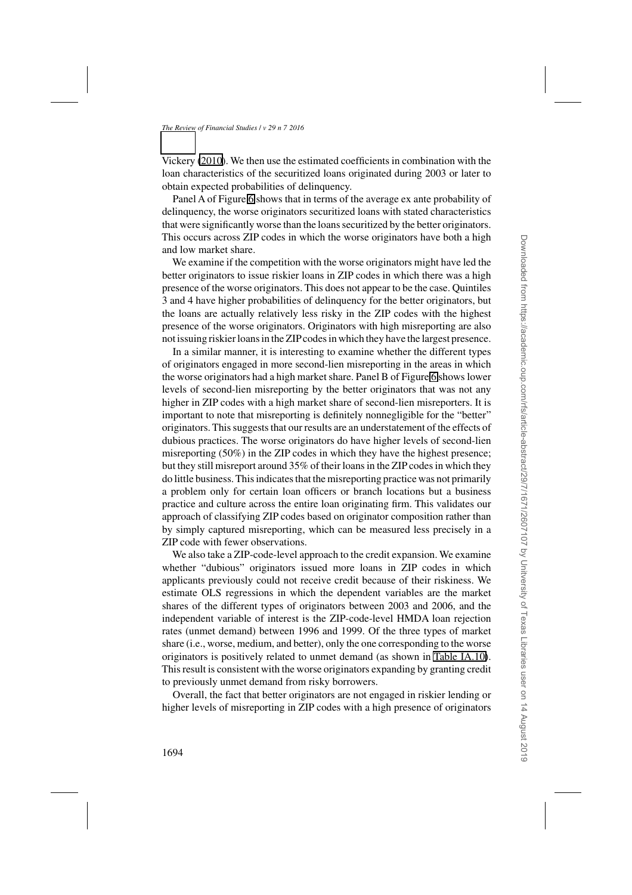Vickery (2010). We then use the estimated coefficients in combination with the loan characteristics of the securitized loans originated during 2003 or later to obtain expected probabilities of delinquency.

Panel A of Figure 6 shows that in terms of the average ex ante probability of delinquency, the worse originators securitized loans with stated characteristics that were significantly worse than the loans securitized by the better originators. This occurs across ZIP codes in which the worse originators have both a high and low market share.

We examine if the competition with the worse originators might have led the better originators to issue riskier loans in ZIP codes in which there was a high presence of the worse originators. This does not appear to be the case. Quintiles 3 and 4 have higher probabilities of delinquency for the better originators, but the loans are actually relatively less risky in the ZIP codes with the highest presence of the worse originators. Originators with high misreporting are also not issuing riskier loans in the ZIP codes in which they have the largest presence.

In a similar manner, it is interesting to examine whether the different types of originators engaged in more second-lien misreporting in the areas in which the worse originators had a high market share. Panel B of Figure 6 shows lower levels of second-lien misreporting by the better originators that was not any higher in ZIP codes with a high market share of second-lien misreporters. It is important to note that misreporting is definitely nonnegligible for the "better" originators. This suggests that our results are an understatement of the effects of dubious practices. The worse originators do have higher levels of second-lien misreporting (50%) in the ZIP codes in which they have the highest presence; but they still misreport around 35% of their loans in the ZIP codes in which they do little business. This indicates that the misreporting practice was not primarily a problem only for certain loan officers or branch locations but a business practice and culture across the entire loan originating firm. This validates our approach of classifying ZIP codes based on originator composition rather than by simply captured misreporting, which can be measured less precisely in a ZIP code with fewer observations.

We also take a ZIP-code-level approach to the credit expansion. We examine whether "dubious" originators issued more loans in ZIP codes in which applicants previously could not receive credit because of their riskiness. We estimate OLS regressions in which the dependent variables are the market shares of the different types of originators between 2003 and 2006, and the independent variable of interest is the ZIP-code-level HMDA loan rejection rates (unmet demand) between 1996 and 1999. Of the three types of market share (i.e., worse, medium, and better), only the one corresponding to the worse originators is positively related to unmet demand (as shown in Table IA.10). This result is consistent with the worse originators expanding by granting credit to previously unmet demand from risky borrowers.

Overall, the fact that better originators are not engaged in riskier lending or higher levels of misreporting in ZIP codes with a high presence of originators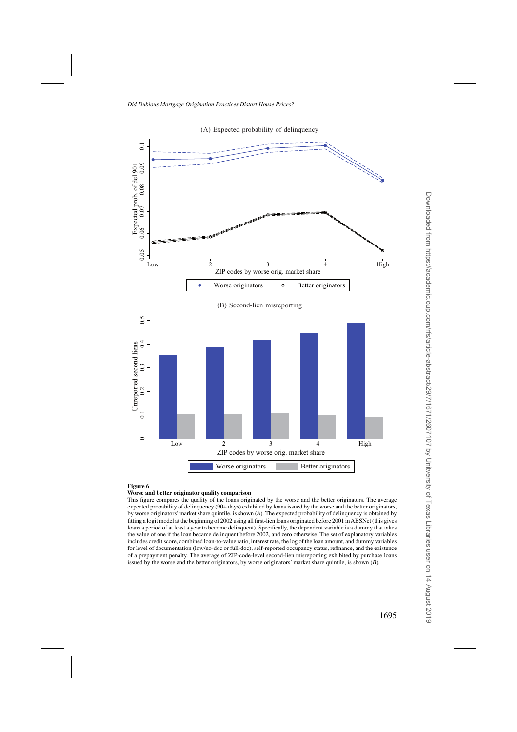**Figure 6**

**Worse and better originator quality comparison**

This figure compares the quality of the loans originated by the worse and the better originators. The average expected probability of delinquency (90+ days) exhibited by loans issued by the worse and the better originators, by worse originators' market share quintile, is shown (*A*). The expected probability of delinquency is obtained by fitting a logit model at the beginning of 2002 using all first-lien loans originated before 2001 in ABSNet (this gives loans a period of at least a year to become delinquent). Specifically, the dependent variable is a dummy that takes the value of one if the loan became delinquent before 2002, and zero otherwise. The set of explanatory variables includes credit score, combined loan-to-value ratio, interest rate, the log of the loan amount, and dummy variables for level of documentation (low/no-doc or full-doc), self-reported occupancy status, refinance, and the existence of a prepayment penalty. The average of ZIP-code-level second-lien misreporting exhibited by purchase loans issued by the worse and the better originators, by worse originators' market share quintile, is shown (*B*).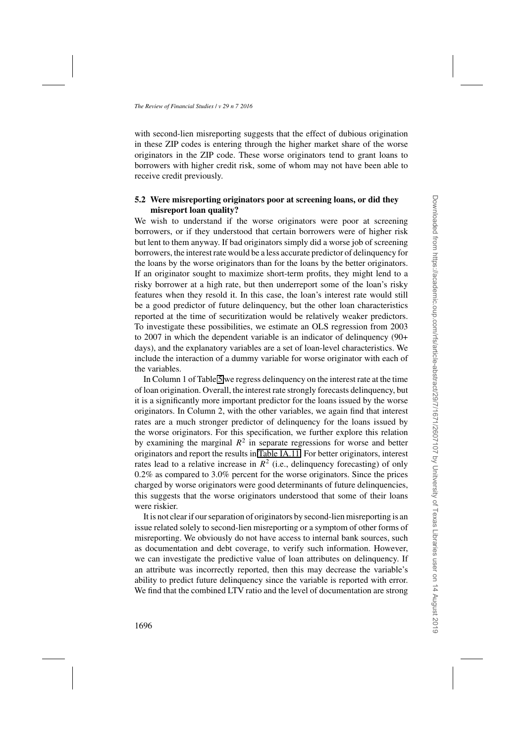with second-lien misreporting suggests that the effect of dubious origination in these ZIP codes is entering through the higher market share of the worse originators in the ZIP code. These worse originators tend to grant loans to borrowers with higher credit risk, some of whom may not have been able to receive credit previously.

### 5.2 Were misreporting originators poor at screening loans, or did they misreport loan quality?

We wish to understand if the worse originators were poor at screening borrowers, or if they understood that certain borrowers were of higher risk but lent to them anyway. If bad originators simply did a worse job of screening borrowers, the interest rate would be a less accurate predictor of delinquency for the loans by the worse originators than for the loans by the better originators. If an originator sought to maximize short-term profits, they might lend to a risky borrower at a high rate, but then underreport some of the loan's risky features when they resold it. In this case, the loan's interest rate would still be a good predictor of future delinquency, but the other loan characteristics reported at the time of securitization would be relatively weaker predictors. To investigate these possibilities, we estimate an OLS regression from 2003 to 2007 in which the dependent variable is an indicator of delinquency (90+ days), and the explanatory variables are a set of loan-level characteristics. We include the interaction of a dummy variable for worse originator with each of the variables.

In Column 1 of Table 5 we regress delinquency on the interest rate at the time of loan origination. Overall, the interest rate strongly forecasts delinquency, but it is a significantly more important predictor for the loans issued by the worse originators. In Column 2, with the other variables, we again find that interest rates are a much stronger predictor of delinquency for the loans issued by the worse originators. For this specification, we further explore this relation by examining the marginal $R^2$ in separate regressions for worse and better originators and report the results in Table IA.11. For better originators, interest rates lead to a relative increase in $R^2$ (i.e., delinquency forecasting) of only 0.2% as compared to 3.0% percent for the worse originators. Since the prices charged by worse originators were good determinants of future delinquencies, this suggests that the worse originators understood that some of their loans were riskier.

It is not clear if our separation of originators by second-lien misreporting is an issue related solely to second-lien misreporting or a symptom of other forms of misreporting. We obviously do not have access to internal bank sources, such as documentation and debt coverage, to verify such information. However, we can investigate the predictive value of loan attributes on delinquency. If an attribute was incorrectly reported, then this may decrease the variable's ability to predict future delinquency since the variable is reported with error. We find that the combined LTV ratio and the level of documentation are strong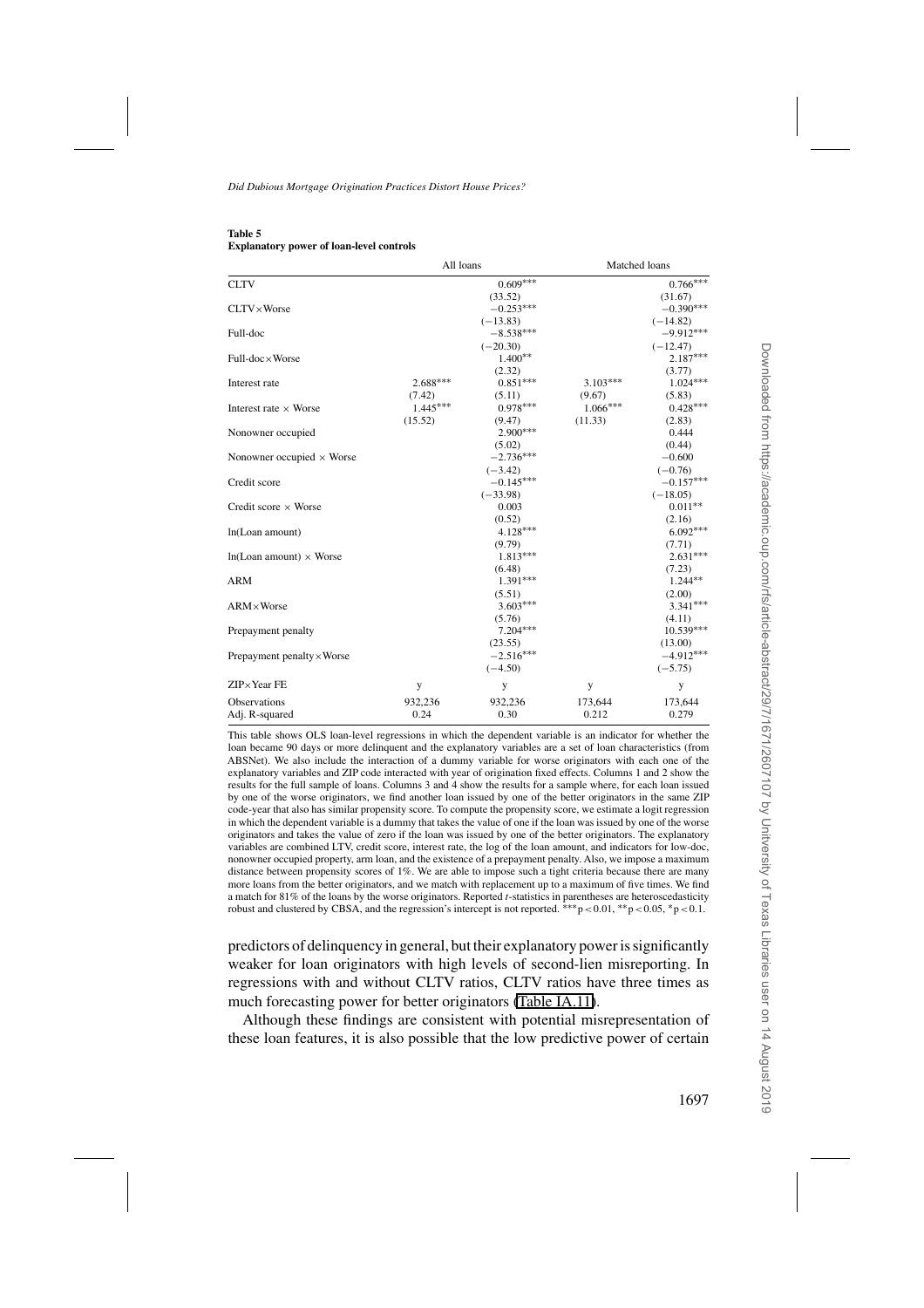**Table 5**
**Explanatory power of loan-level controls**

| | All loans | | Matched loans | |
|---|---|---|---|---|
| CLTV | | 0.609*** | | 0.766*** |
| | | (33.52) | | (31.67) |
| CLTV×Worse | | −0.253*** | | −0.390*** |
| | | (−13.83) | | (−14.82) |
| Full-doc | | −8.538*** | | −9.912*** |
| | | (−20.30) | | (−12.47) |
| Full-doc×Worse | | 1.400** | | 2.187*** |
| | | (2.32) | | (3.77) |
| Interest rate | 2.688*** | 0.851*** | 3.103*** | 1.024*** |
| | (7.42) | (5.11) | (9.67) | (5.83) |
| Interest rate × Worse | 1.445*** | 0.978*** | 1.066*** | 0.428*** |
| | (15.52) | (9.47) | (11.33) | (2.83) |
| Nonowner occupied | | 2.900*** | | 0.444 |
| | | (5.02) | | (0.44) |
| Nonowner occupied × Worse | | −2.736*** | | −0.600 |
| | | (−3.42) | | (−0.76) |
| Credit score | | −0.145*** | | −0.157*** |
| | | (−33.98) | | (−18.05) |
| Credit score × Worse | | 0.003 | | 0.011** |
| | | (0.52) | | (2.16) |
| ln(Loan amount) | | 4.128*** | | 6.092*** |
| | | (9.79) | | (7.71) |
| ln(Loan amount) × Worse | | 1.813*** | | 2.631*** |
| | | (6.48) | | (7.23) |
| ARM | | 1.391*** | | 1.244** |
| | | (5.51) | | (2.00) |
| ARM×Worse | | 3.603*** | | 3.341*** |
| | | (5.76) | | (4.11) |
| Prepayment penalty | | 7.204*** | | 10.539*** |
| | | (23.55) | | (13.00) |
| Prepayment penalty×Worse | | −2.516*** | | −4.912*** |
| | | (−4.50) | | (−5.75) |
| ZIP×Year FE | y | y | y | y |
| Observations | 932,236 | 932,236 | 173,644 | 173,644 |
| Adj. R-squared | 0.24 | 0.30 | 0.212 | 0.279 |

This table shows OLS loan-level regressions in which the dependent variable is an indicator for whether the loan became 90 days or more delinquent and the explanatory variables are a set of loan characteristics (from ABSNet). We also include the interaction of a dummy variable for worse originators with each one of the explanatory variables and ZIP code interacted with year of origination fixed effects. Columns 1 and 2 show the results for the full sample of loans. Columns 3 and 4 show the results for a sample where, for each loan issued by one of the worse originators, we find another loan issued by one of the better originators in the same ZIP code-year that also has similar propensity score. To compute the propensity score, we estimate a logit regression in which the dependent variable is a dummy that takes the value of one if the loan was issued by one of the worse originators and takes the value of zero if the loan was issued by one of the better originators. The explanatory variables are combined LTV, credit score, interest rate, the log of the loan amount, and indicators for low-doc, nonowner occupied property, arm loan, and the existence of a prepayment penalty. Also, we impose a maximum distance between propensity scores of 1%. We are able to impose such a tight criteria because there are many more loans from the better originators, and we match with replacement up to a maximum of five times. We find a match for 81% of the loans by the worse originators. Reported *t*-statistics in parentheses are heteroscedasticity robust and clustered by CBSA, and the regression's intercept is not reported. ***$p < 0.01$, **$p < 0.05$, *$p < 0.1$.

predictors of delinquency in general, but their explanatory power is significantly weaker for loan originators with high levels of second-lien misreporting. In regressions with and without CLTV ratios, CLTV ratios have three times as much forecasting power for better originators (Table IA.11).

Although these findings are consistent with potential misrepresentation of these loan features, it is also possible that the low predictive power of certain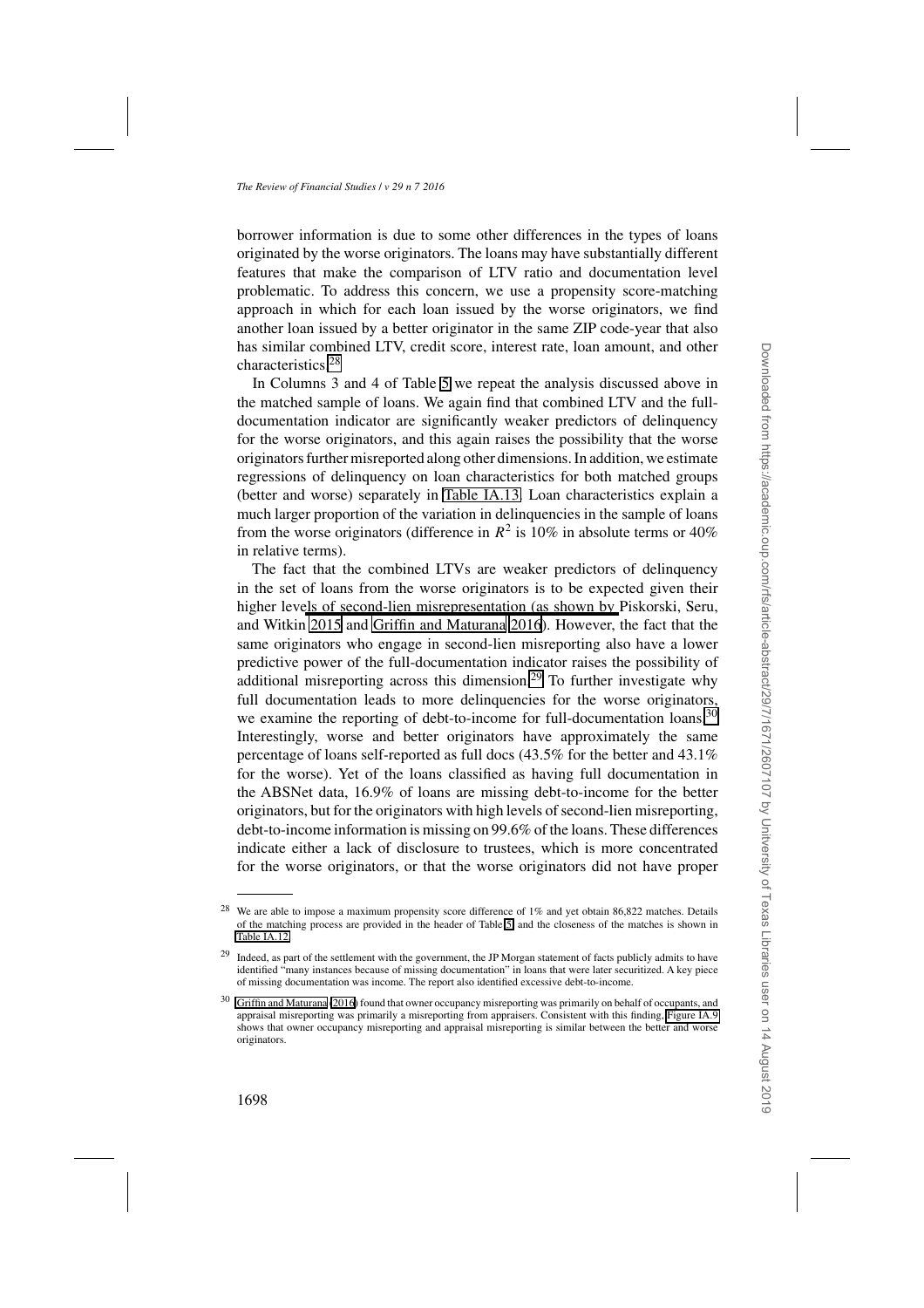borrower information is due to some other differences in the types of loans originated by the worse originators. The loans may have substantially different features that make the comparison of LTV ratio and documentation level problematic. To address this concern, we use a propensity score-matching approach in which for each loan issued by the worse originators, we find another loan issued by a better originator in the same ZIP code-year that also has similar combined LTV, credit score, interest rate, loan amount, and other characteristics.[28]

In Columns 3 and 4 of Table 5 we repeat the analysis discussed above in the matched sample of loans. We again find that combined LTV and the full-documentation indicator are significantly weaker predictors of delinquency for the worse originators, and this again raises the possibility that the worse originators further misreported along other dimensions. In addition, we estimate regressions of delinquency on loan characteristics for both matched groups (better and worse) separately in Table IA.13. Loan characteristics explain a much larger proportion of the variation in delinquencies in the sample of loans from the worse originators (difference in $R^2$ is 10% in absolute terms or 40% in relative terms).

The fact that the combined LTVs are weaker predictors of delinquency in the set of loans from the worse originators is to be expected given their higher levels of second-lien misrepresentation (as shown by Piskorski, Seru, and Witkin 2015 and Griffin and Maturana 2016). However, the fact that the same originators who engage in second-lien misreporting also have a lower predictive power of the full-documentation indicator raises the possibility of additional misreporting across this dimension.[29] To further investigate why full documentation leads to more delinquencies for the worse originators, we examine the reporting of debt-to-income for full-documentation loans.[30] Interestingly, worse and better originators have approximately the same percentage of loans self-reported as full docs (43.5% for the better and 43.1% for the worse). Yet of the loans classified as having full documentation in the ABSNet data, 16.9% of loans are missing debt-to-income for the better originators, but for the originators with high levels of second-lien misreporting, debt-to-income information is missing on 99.6% of the loans. These differences indicate either a lack of disclosure to trustees, which is more concentrated for the worse originators, or that the worse originators did not have proper

---

[28] We are able to impose a maximum propensity score difference of 1% and yet obtain 86,822 matches. Details of the matching process are provided in the header of Table 5 and the closeness of the matches is shown in Table IA.12.

[29] Indeed, as part of the settlement with the government, the JP Morgan statement of facts publicly admits to have identified "many instances because of missing documentation" in loans that were later securitized. A key piece of missing documentation was income. The report also identified excessive debt-to-income.

[30] Griffin and Maturana (2016) found that owner occupancy misreporting was primarily on behalf of occupants, and appraisal misreporting was primarily a misreporting from appraisers. Consistent with this finding, Figure IA.9 shows that owner occupancy misreporting and appraisal misreporting is similar between the better and worse originators.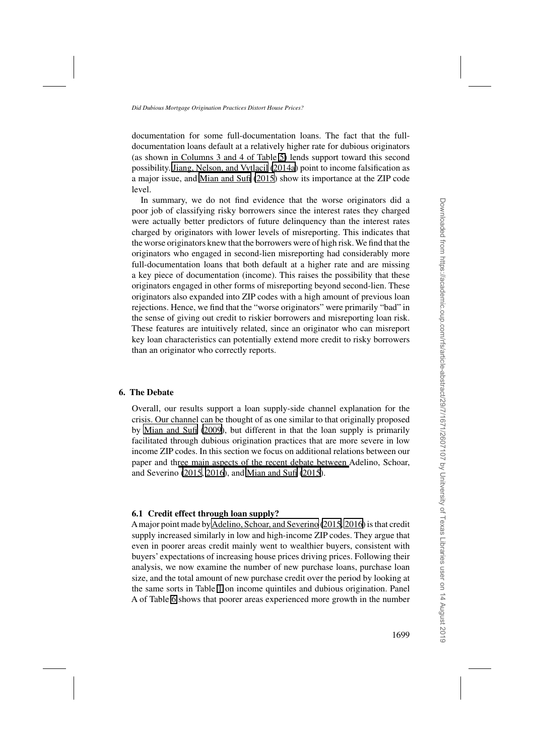documentation for some full-documentation loans. The fact that the full-documentation loans default at a relatively higher rate for dubious originators (as shown in Columns 3 and 4 of Table 5) lends support toward this second possibility. Jiang, Nelson, and Vytlacil (2014a) point to income falsification as a major issue, and Mian and Sufi (2015) show its importance at the ZIP code level.

In summary, we do not find evidence that the worse originators did a poor job of classifying risky borrowers since the interest rates they charged were actually better predictors of future delinquency than the interest rates charged by originators with lower levels of misreporting. This indicates that the worse originators knew that the borrowers were of high risk. We find that the originators who engaged in second-lien misreporting had considerably more full-documentation loans that both default at a higher rate and are missing a key piece of documentation (income). This raises the possibility that these originators engaged in other forms of misreporting beyond second-lien. These originators also expanded into ZIP codes with a high amount of previous loan rejections. Hence, we find that the "worse originators" were primarily "bad" in the sense of giving out credit to riskier borrowers and misreporting loan risk. These features are intuitively related, since an originator who can misreport key loan characteristics can potentially extend more credit to risky borrowers than an originator who correctly reports.

## 6. The Debate

Overall, our results support a loan supply-side channel explanation for the crisis. Our channel can be thought of as one similar to that originally proposed by Mian and Sufi (2009), but different in that the loan supply is primarily facilitated through dubious origination practices that are more severe in low income ZIP codes. In this section we focus on additional relations between our paper and three main aspects of the recent debate between Adelino, Schoar, and Severino (2015, 2016), and Mian and Sufi (2015).

### 6.1 Credit effect through loan supply?

A major point made by Adelino, Schoar, and Severino (2015, 2016) is that credit supply increased similarly in low and high-income ZIP codes. They argue that even in poorer areas credit mainly went to wealthier buyers, consistent with buyers' expectations of increasing house prices driving prices. Following their analysis, we now examine the number of new purchase loans, purchase loan size, and the total amount of new purchase credit over the period by looking at the same sorts in Table 1 on income quintiles and dubious origination. Panel A of Table 6 shows that poorer areas experienced more growth in the number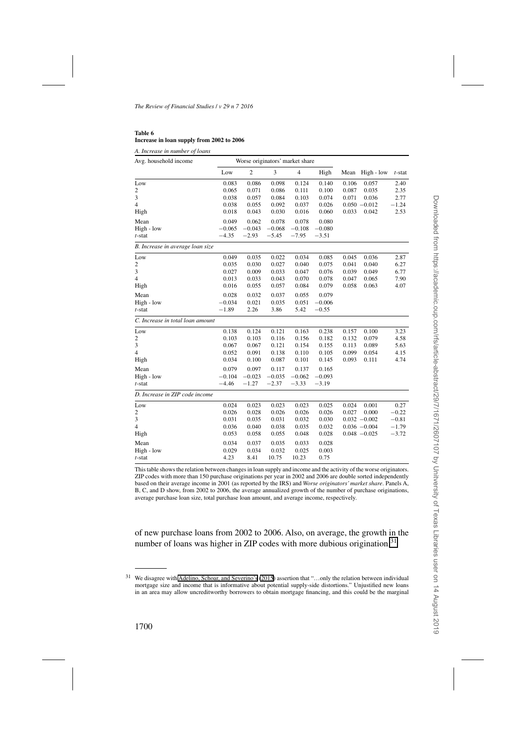**Table 6**
**Increase in loan supply from 2002 to 2006**

*A. Increase in number of loans*

| Avg. household income | Worse originators' market share | | | | | | | |
|---|---|---|---|---|---|---|---|---|
| | Low | 2 | 3 | 4 | High | Mean | High - low | *t*-stat |
| Low | 0.083 | 0.086 | 0.098 | 0.124 | 0.140 | 0.106 | 0.057 | 2.40 |
| 2 | 0.065 | 0.071 | 0.086 | 0.111 | 0.100 | 0.087 | 0.035 | 2.35 |
| 3 | 0.038 | 0.057 | 0.084 | 0.103 | 0.074 | 0.071 | 0.036 | 2.77 |
| 4 | 0.038 | 0.055 | 0.092 | 0.037 | 0.026 | 0.050 | −0.012 | −1.24 |
| High | 0.018 | 0.043 | 0.030 | 0.016 | 0.060 | 0.033 | 0.042 | 2.53 |
| Mean | 0.049 | 0.062 | 0.078 | 0.078 | 0.080 | | | |
| High - low | −0.065 | −0.043 | −0.068 | −0.108 | −0.080 | | | |
| *t*-stat | −4.35 | −2.93 | −5.45 | −7.95 | −3.51 | | | |
| *B. Increase in average loan size* | | | | | | | | |
| Low | 0.049 | 0.035 | 0.022 | 0.034 | 0.085 | 0.045 | 0.036 | 2.87 |
| 2 | 0.035 | 0.030 | 0.027 | 0.040 | 0.075 | 0.041 | 0.040 | 6.27 |
| 3 | 0.027 | 0.009 | 0.033 | 0.047 | 0.076 | 0.039 | 0.049 | 6.77 |
| 4 | 0.013 | 0.033 | 0.043 | 0.070 | 0.078 | 0.047 | 0.065 | 7.90 |
| High | 0.016 | 0.055 | 0.057 | 0.084 | 0.079 | 0.058 | 0.063 | 4.07 |
| Mean | 0.028 | 0.032 | 0.037 | 0.055 | 0.079 | | | |
| High - low | −0.034 | 0.021 | 0.035 | 0.051 | −0.006 | | | |
| *t*-stat | −1.89 | 2.26 | 3.86 | 5.42 | −0.55 | | | |
| *C. Increase in total loan amount* | | | | | | | | |
| Low | 0.138 | 0.124 | 0.121 | 0.163 | 0.238 | 0.157 | 0.100 | 3.23 |
| 2 | 0.103 | 0.103 | 0.116 | 0.156 | 0.182 | 0.132 | 0.079 | 4.58 |
| 3 | 0.067 | 0.067 | 0.121 | 0.154 | 0.155 | 0.113 | 0.089 | 5.63 |
| 4 | 0.052 | 0.091 | 0.138 | 0.110 | 0.105 | 0.099 | 0.054 | 4.15 |
| High | 0.034 | 0.100 | 0.087 | 0.101 | 0.145 | 0.093 | 0.111 | 4.74 |
| Mean | 0.079 | 0.097 | 0.117 | 0.137 | 0.165 | | | |
| High - low | −0.104 | −0.023 | −0.035 | −0.062 | −0.093 | | | |
| *t*-stat | −4.46 | −1.27 | −2.37 | −3.33 | −3.19 | | | |
| *D. Increase in ZIP code income* | | | | | | | | |
| Low | 0.024 | 0.023 | 0.023 | 0.023 | 0.025 | 0.024 | 0.001 | 0.27 |
| 2 | 0.026 | 0.028 | 0.026 | 0.026 | 0.026 | 0.027 | 0.000 | −0.22 |
| 3 | 0.031 | 0.035 | 0.031 | 0.032 | 0.030 | 0.032 | −0.002 | −0.81 |
| 4 | 0.036 | 0.040 | 0.038 | 0.035 | 0.032 | 0.036 | −0.004 | −1.79 |
| High | 0.053 | 0.058 | 0.055 | 0.048 | 0.028 | 0.048 | −0.025 | −3.72 |
| Mean | 0.034 | 0.037 | 0.035 | 0.033 | 0.028 | | | |
| High - low | 0.029 | 0.034 | 0.032 | 0.025 | 0.003 | | | |
| *t*-stat | 4.23 | 8.41 | 10.75 | 10.23 | 0.75 | | | |

This table shows the relation between changes in loan supply and income and the activity of the worse originators. ZIP codes with more than 150 purchase originations per year in 2002 and 2006 are double sorted independently based on their average income in 2001 (as reported by the IRS) and *Worse originators' market share*. Panels A, B, C, and D show, from 2002 to 2006, the average annualized growth of the number of purchase originations, average purchase loan size, total purchase loan amount, and average income, respectively.

of new purchase loans from 2002 to 2006. Also, on average, the growth in the number of loans was higher in ZIP codes with more dubious origination.[31]

[31] We disagree with Adelino, Schoar, and Severino's (2015) assertion that "…only the relation between individual mortgage size and income that is informative about potential supply-side distortions." Unjustified new loans in an area may allow uncreditworthy borrowers to obtain mortgage financing, and this could be the marginal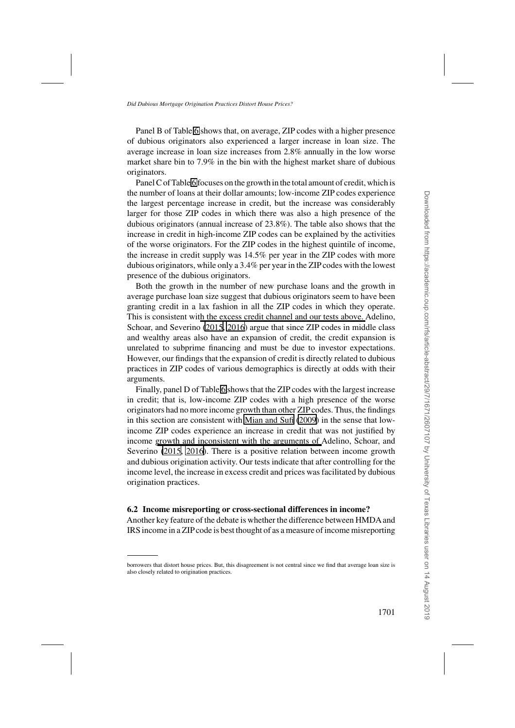Panel B of Table 6 shows that, on average, ZIP codes with a higher presence of dubious originators also experienced a larger increase in loan size. The average increase in loan size increases from 2.8% annually in the low worse market share bin to 7.9% in the bin with the highest market share of dubious originators.

Panel C of Table 6 focuses on the growth in the total amount of credit, which is the number of loans at their dollar amounts; low-income ZIP codes experience the largest percentage increase in credit, but the increase was considerably larger for those ZIP codes in which there was also a high presence of the dubious originators (annual increase of 23.8%). The table also shows that the increase in credit in high-income ZIP codes can be explained by the activities of the worse originators. For the ZIP codes in the highest quintile of income, the increase in credit supply was 14.5% per year in the ZIP codes with more dubious originators, while only a 3.4% per year in the ZIP codes with the lowest presence of the dubious originators.

Both the growth in the number of new purchase loans and the growth in average purchase loan size suggest that dubious originators seem to have been granting credit in a lax fashion in all the ZIP codes in which they operate. This is consistent with the excess credit channel and our tests above. Adelino, Schoar, and Severino (2015, 2016) argue that since ZIP codes in middle class and wealthy areas also have an expansion of credit, the credit expansion is unrelated to subprime financing and must be due to investor expectations. However, our findings that the expansion of credit is directly related to dubious practices in ZIP codes of various demographics is directly at odds with their arguments.

Finally, panel D of Table 6 shows that the ZIP codes with the largest increase in credit; that is, low-income ZIP codes with a high presence of the worse originators had no more income growth than other ZIP codes. Thus, the findings in this section are consistent with Mian and Sufi (2009) in the sense that low-income ZIP codes experience an increase in credit that was not justified by income growth and inconsistent with the arguments of Adelino, Schoar, and Severino (2015, 2016). There is a positive relation between income growth and dubious origination activity. Our tests indicate that after controlling for the income level, the increase in excess credit and prices was facilitated by dubious origination practices.

### 6.2 Income misreporting or cross-sectional differences in income?

Another key feature of the debate is whether the difference between HMDA and IRS income in a ZIP code is best thought of as a measure of income misreporting

---

borrowers that distort house prices. But, this disagreement is not central since we find that average loan size is also closely related to origination practices.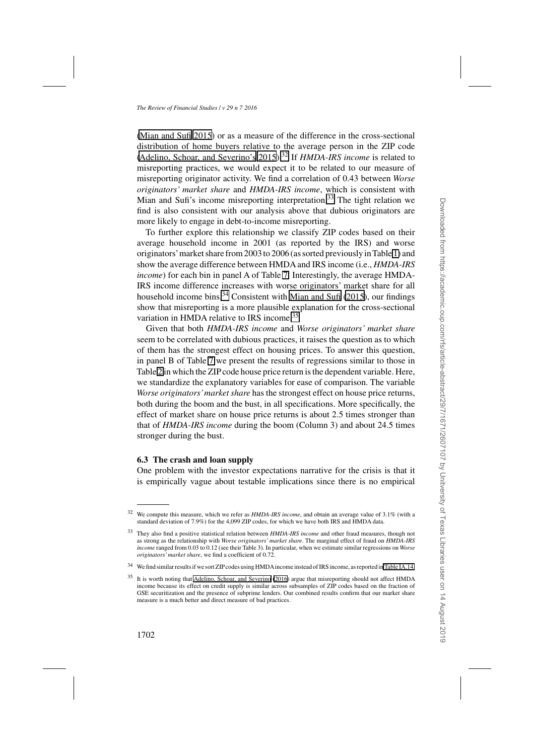(Mian and Sufi 2015) or as a measure of the difference in the cross-sectional distribution of home buyers relative to the average person in the ZIP code (Adelino, Schoar, and Severino's 2015).[32] If *HMDA-IRS income* is related to misreporting practices, we would expect it to be related to our measure of misreporting originator activity. We find a correlation of 0.43 between *Worse originators' market share* and *HMDA-IRS income*, which is consistent with Mian and Sufi's income misreporting interpretation.[33] The tight relation we find is also consistent with our analysis above that dubious originators are more likely to engage in debt-to-income misreporting.

To further explore this relationship we classify ZIP codes based on their average household income in 2001 (as reported by the IRS) and worse originators' market share from 2003 to 2006 (as sorted previously in Table 1) and show the average difference between HMDA and IRS income (i.e., *HMDA-IRS income*) for each bin in panel A of Table 7. Interestingly, the average HMDA-IRS income difference increases with worse originators' market share for all household income bins.[34] Consistent with Mian and Sufi (2015), our findings show that misreporting is a more plausible explanation for the cross-sectional variation in HMDA relative to IRS income.[35]

Given that both *HMDA-IRS income* and *Worse originators' market share* seem to be correlated with dubious practices, it raises the question as to which of them has the strongest effect on housing prices. To answer this question, in panel B of Table 7 we present the results of regressions similar to those in Table 2 in which the ZIP code house price return is the dependent variable. Here, we standardize the explanatory variables for ease of comparison. The variable *Worse originators' market share* has the strongest effect on house price returns, both during the boom and the bust, in all specifications. More specifically, the effect of market share on house price returns is about 2.5 times stronger than that of *HMDA-IRS income* during the boom (Column 3) and about 24.5 times stronger during the bust.

### 6.3 The crash and loan supply

One problem with the investor expectations narrative for the crisis is that it is empirically vague about testable implications since there is no empirical

---

[32] We compute this measure, which we refer as *HMDA-IRS income*, and obtain an average value of 3.1% (with a standard deviation of 7.9%) for the 4,099 ZIP codes, for which we have both IRS and HMDA data.

[33] They also find a positive statistical relation between *HMDA-IRS income* and other fraud measures, though not as strong as the relationship with *Worse originators' market share*. The marginal effect of fraud on *HMDA-IRS income* ranged from 0.03 to 0.12 (see their Table 3). In particular, when we estimate similar regressions on *Worse originators' market share*, we find a coefficient of 0.72.

[34] We find similar results if we sort ZIP codes using HMDA income instead of IRS income, as reported in Table IA.14.

[35] It is worth noting that Adelino, Schoar, and Severino (2016) argue that misreporting should not affect HMDA income because its effect on credit supply is similar across subsamples of ZIP codes based on the fraction of GSE securitization and the presence of subprime lenders. Our combined results confirm that our market share measure is a much better and direct measure of bad practices.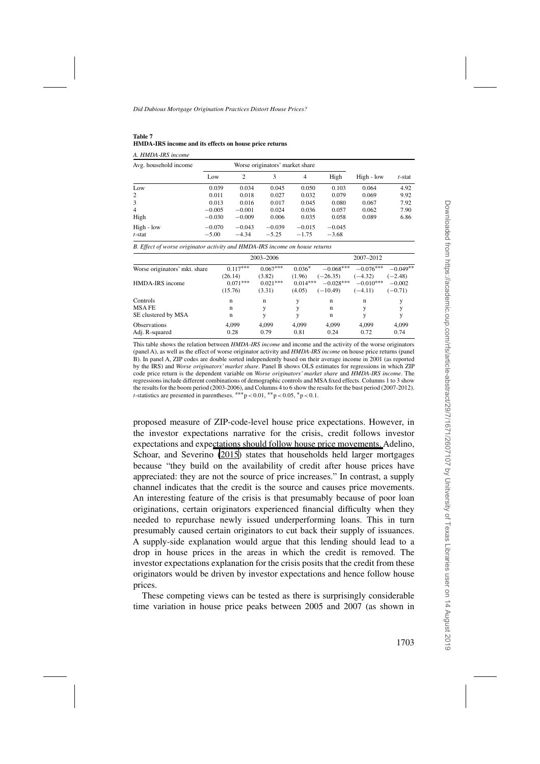**Table 7**
**HMDA-IRS income and its effects on house price returns**

*A. HMDA-IRS income*

| Avg. household income | Worse originators' market share | | | | | | |
|---|---|---|---|---|---|---|---|
| | Low | 2 | 3 | 4 | High | High - low | *t*-stat |
| Low | 0.039 | 0.034 | 0.045 | 0.050 | 0.103 | 0.064 | 4.92 |
| 2 | 0.011 | 0.018 | 0.027 | 0.032 | 0.079 | 0.069 | 9.92 |
| 3 | 0.013 | 0.016 | 0.017 | 0.045 | 0.080 | 0.067 | 7.92 |
| 4 | −0.005 | −0.001 | 0.024 | 0.036 | 0.057 | 0.062 | 7.90 |
| High | −0.030 | −0.009 | 0.006 | 0.035 | 0.058 | 0.089 | 6.86 |
| High - low | −0.070 | −0.043 | −0.039 | −0.015 | −0.045 | | |
| *t*-stat | −5.00 | −4.34 | −5.25 | −1.75 | −3.68 | | |

*B. Effect of worse originator activity and HMDA-IRS income on house price returns*

| | 2003–2006 | | | 2007–2012 | | |
|---|---|---|---|---|---|---|
| Worse originators' mkt. share | 0.117*** | 0.067*** | 0.036* | −0.068*** | −0.076*** | −0.049** |
| | (26.14) | (3.82) | (1.96) | (−26.35) | (−4.32) | (−2.48) |
| HMDA-IRS income | 0.071*** | 0.021*** | 0.014*** | −0.028*** | −0.010*** | −0.002 |
| | (15.76) | (3.31) | (4.05) | (−10.49) | (−4.11) | (−0.71) |
| Controls | n | n | y | n | n | y |
| MSA FE | n | y | y | n | y | y |
| SE clustered by MSA | n | y | y | n | y | y |
| Observations | 4,099 | 4,099 | 4,099 | 4,099 | 4,099 | 4,099 |
| Adj. R-squared | 0.28 | 0.79 | 0.81 | 0.24 | 0.72 | 0.74 |

This table shows the relation between *HMDA-IRS income* and income and the activity of the worse originators (panel A), as well as the effect of worse originator activity and *HMDA-IRS income* on house price returns (panel B). In panel A, ZIP codes are double sorted independently based on their average income in 2001 (as reported by the IRS) and *Worse originators' market share*. Panel B shows OLS estimates for regressions in which ZIP code price return is the dependent variable on *Worse originators' market share* and *HMDA-IRS income*. The regressions include different combinations of demographic controls and MSA fixed effects. Columns 1 to 3 show the results for the boom period (2003-2006), and Columns 4 to 6 show the results for the bust period (2007-2012). *t*-statistics are presented in parentheses. ***$p < 0.01$, **$p < 0.05$, *$p < 0.1$.

proposed measure of ZIP-code-level house price expectations. However, in the investor expectations narrative for the crisis, credit follows investor expectations and expectations should follow house price movements. Adelino, Schoar, and Severino (2015) states that households held larger mortgages because "they build on the availability of credit after house prices have appreciated: they are not the source of price increases." In contrast, a supply channel indicates that the credit is the source and causes price movements. An interesting feature of the crisis is that presumably because of poor loan originations, certain originators experienced financial difficulty when they needed to repurchase newly issued underperforming loans. This in turn presumably caused certain originators to cut back their supply of issuances. A supply-side explanation would argue that this lending should lead to a drop in house prices in the areas in which the credit is removed. The investor expectations explanation for the crisis posits that the credit from these originators would be driven by investor expectations and hence follow house prices.

These competing views can be tested as there is surprisingly considerable time variation in house price peaks between 2005 and 2007 (as shown in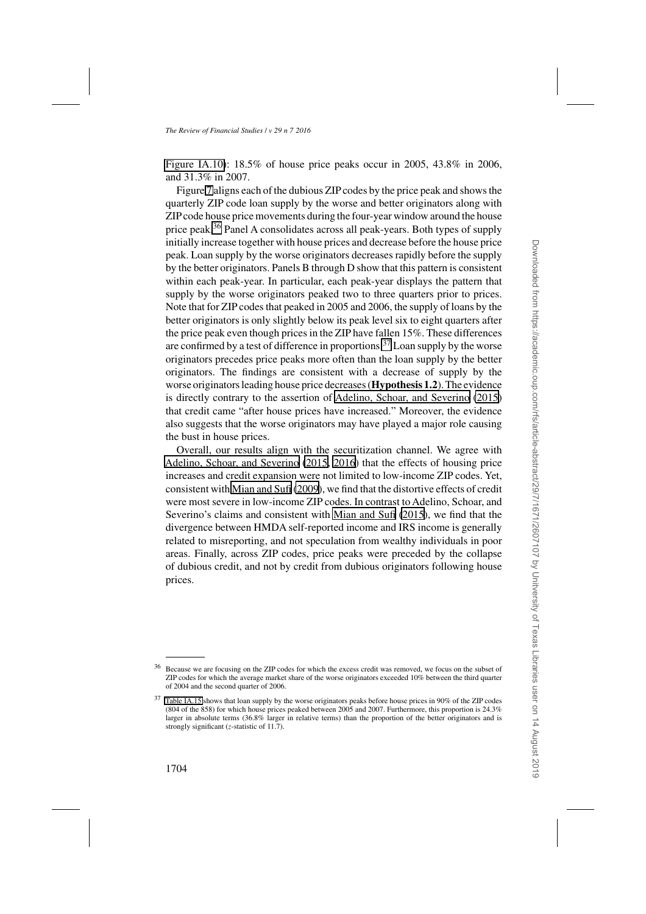Figure IA.10): 18.5% of house price peaks occur in 2005, 43.8% in 2006, and 31.3% in 2007.

Figure 7 aligns each of the dubious ZIP codes by the price peak and shows the quarterly ZIP code loan supply by the worse and better originators along with ZIP code house price movements during the four-year window around the house price peak.[36] Panel A consolidates across all peak-years. Both types of supply initially increase together with house prices and decrease before the house price peak. Loan supply by the worse originators decreases rapidly before the supply by the better originators. Panels B through D show that this pattern is consistent within each peak-year. In particular, each peak-year displays the pattern that supply by the worse originators peaked two to three quarters prior to prices. Note that for ZIP codes that peaked in 2005 and 2006, the supply of loans by the better originators is only slightly below its peak level six to eight quarters after the price peak even though prices in the ZIP have fallen 15%. These differences are confirmed by a test of difference in proportions.[37] Loan supply by the worse originators precedes price peaks more often than the loan supply by the better originators. The findings are consistent with a decrease of supply by the worse originators leading house price decreases (**Hypothesis 1.2**). The evidence is directly contrary to the assertion of Adelino, Schoar, and Severino (2015) that credit came "after house prices have increased." Moreover, the evidence also suggests that the worse originators may have played a major role causing the bust in house prices.

Overall, our results align with the securitization channel. We agree with Adelino, Schoar, and Severino (2015, 2016) that the effects of housing price increases and credit expansion were not limited to low-income ZIP codes. Yet, consistent with Mian and Sufi (2009), we find that the distortive effects of credit were most severe in low-income ZIP codes. In contrast to Adelino, Schoar, and Severino's claims and consistent with Mian and Sufi (2015), we find that the divergence between HMDA self-reported income and IRS income is generally related to misreporting, and not speculation from wealthy individuals in poor areas. Finally, across ZIP codes, price peaks were preceded by the collapse of dubious credit, and not by credit from dubious originators following house prices.

---

[36] Because we are focusing on the ZIP codes for which the excess credit was removed, we focus on the subset of ZIP codes for which the average market share of the worse originators exceeded 10% between the third quarter of 2004 and the second quarter of 2006.

[37] Table IA.15 shows that loan supply by the worse originators peaks before house prices in 90% of the ZIP codes (804 of the 858) for which house prices peaked between 2005 and 2007. Furthermore, this proportion is 24.3% larger in absolute terms (36.8% larger in relative terms) than the proportion of the better originators and is strongly significant ($z$-statistic of 11.7).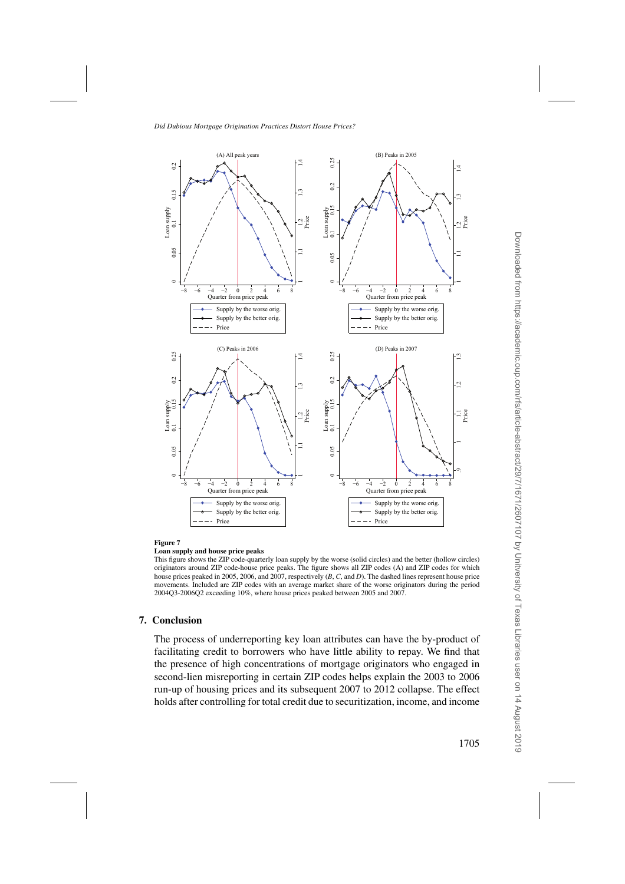**Figure 7**

**Loan supply and house price peaks**

This figure shows the ZIP code-quarterly loan supply by the worse (solid circles) and the better (hollow circles) originators around ZIP code-house price peaks. The figure shows all ZIP codes (A) and ZIP codes for which house prices peaked in 2005, 2006, and 2007, respectively (*B*, *C*, and *D*). The dashed lines represent house price movements. Included are ZIP codes with an average market share of the worse originators during the period 2004Q3-2006Q2 exceeding 10%, where house prices peaked between 2005 and 2007.

## 7. Conclusion

The process of underreporting key loan attributes can have the by-product of facilitating credit to borrowers who have little ability to repay. We find that the presence of high concentrations of mortgage originators who engaged in second-lien misreporting in certain ZIP codes helps explain the 2003 to 2006 run-up of housing prices and its subsequent 2007 to 2012 collapse. The effect holds after controlling for total credit due to securitization, income, and income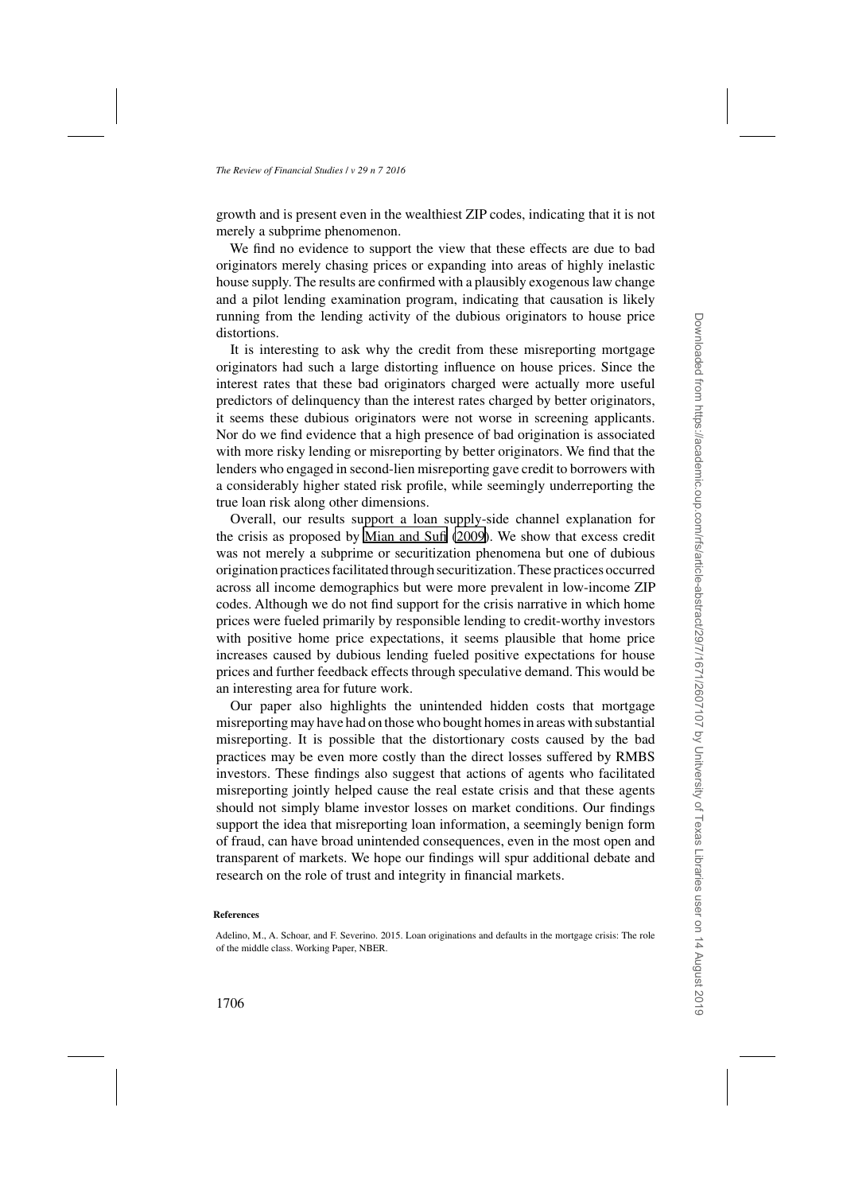growth and is present even in the wealthiest ZIP codes, indicating that it is not merely a subprime phenomenon.

We find no evidence to support the view that these effects are due to bad originators merely chasing prices or expanding into areas of highly inelastic house supply. The results are confirmed with a plausibly exogenous law change and a pilot lending examination program, indicating that causation is likely running from the lending activity of the dubious originators to house price distortions.

It is interesting to ask why the credit from these misreporting mortgage originators had such a large distorting influence on house prices. Since the interest rates that these bad originators charged were actually more useful predictors of delinquency than the interest rates charged by better originators, it seems these dubious originators were not worse in screening applicants. Nor do we find evidence that a high presence of bad origination is associated with more risky lending or misreporting by better originators. We find that the lenders who engaged in second-lien misreporting gave credit to borrowers with a considerably higher stated risk profile, while seemingly underreporting the true loan risk along other dimensions.

Overall, our results support a loan supply-side channel explanation for the crisis as proposed by Mian and Sufi (2009). We show that excess credit was not merely a subprime or securitization phenomena but one of dubious origination practices facilitated through securitization. These practices occurred across all income demographics but were more prevalent in low-income ZIP codes. Although we do not find support for the crisis narrative in which home prices were fueled primarily by responsible lending to credit-worthy investors with positive home price expectations, it seems plausible that home price increases caused by dubious lending fueled positive expectations for house prices and further feedback effects through speculative demand. This would be an interesting area for future work.

Our paper also highlights the unintended hidden costs that mortgage misreporting may have had on those who bought homes in areas with substantial misreporting. It is possible that the distortionary costs caused by the bad practices may be even more costly than the direct losses suffered by RMBS investors. These findings also suggest that actions of agents who facilitated misreporting jointly helped cause the real estate crisis and that these agents should not simply blame investor losses on market conditions. Our findings support the idea that misreporting loan information, a seemingly benign form of fraud, can have broad unintended consequences, even in the most open and transparent of markets. We hope our findings will spur additional debate and research on the role of trust and integrity in financial markets.

## References

Adelino, M., A. Schoar, and F. Severino. 2015. Loan originations and defaults in the mortgage crisis: The role of the middle class. Working Paper, NBER.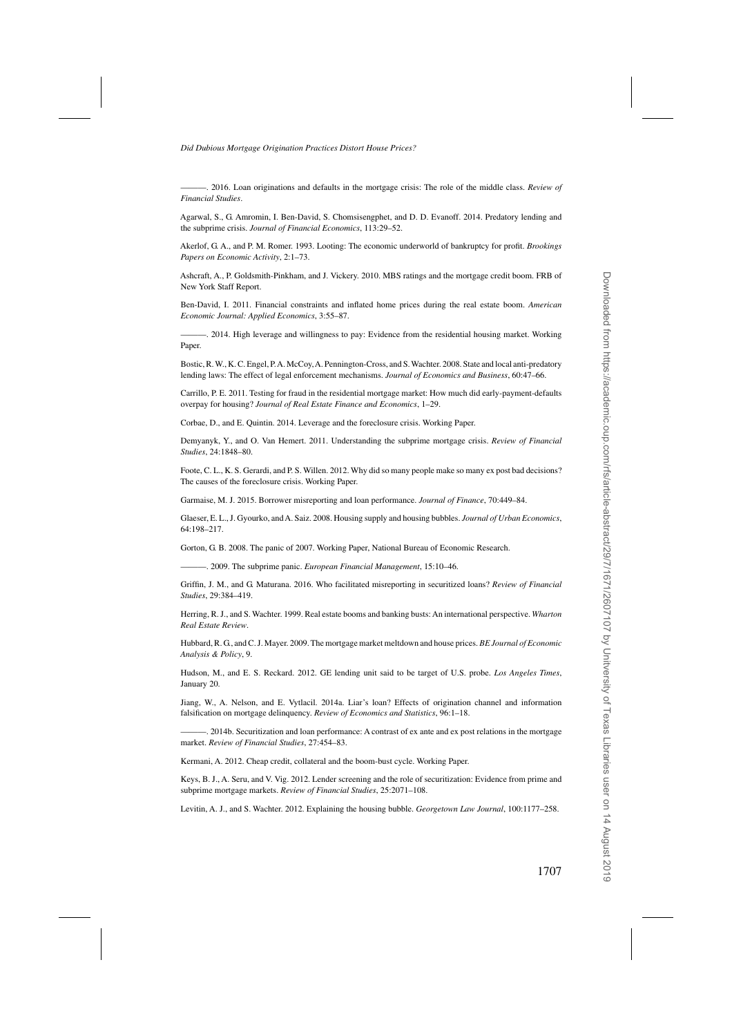———. 2016. Loan originations and defaults in the mortgage crisis: The role of the middle class. *Review of Financial Studies*.

Agarwal, S., G. Amromin, I. Ben-David, S. Chomsisengphet, and D. D. Evanoff. 2014. Predatory lending and the subprime crisis. *Journal of Financial Economics*, 113:29–52.

Akerlof, G. A., and P. M. Romer. 1993. Looting: The economic underworld of bankruptcy for profit. *Brookings Papers on Economic Activity*, 2:1–73.

Ashcraft, A., P. Goldsmith-Pinkham, and J. Vickery. 2010. MBS ratings and the mortgage credit boom. FRB of New York Staff Report.

Ben-David, I. 2011. Financial constraints and inflated home prices during the real estate boom. *American Economic Journal: Applied Economics*, 3:55–87.

———. 2014. High leverage and willingness to pay: Evidence from the residential housing market. Working Paper.

Bostic, R. W., K. C. Engel, P. A. McCoy, A. Pennington-Cross, and S. Wachter. 2008. State and local anti-predatory lending laws: The effect of legal enforcement mechanisms. *Journal of Economics and Business*, 60:47–66.

Carrillo, P. E. 2011. Testing for fraud in the residential mortgage market: How much did early-payment-defaults overpay for housing? *Journal of Real Estate Finance and Economics*, 1–29.

Corbae, D., and E. Quintin. 2014. Leverage and the foreclosure crisis. Working Paper.

Demyanyk, Y., and O. Van Hemert. 2011. Understanding the subprime mortgage crisis. *Review of Financial Studies*, 24:1848–80.

Foote, C. L., K. S. Gerardi, and P. S. Willen. 2012. Why did so many people make so many ex post bad decisions? The causes of the foreclosure crisis. Working Paper.

Garmaise, M. J. 2015. Borrower misreporting and loan performance. *Journal of Finance*, 70:449–84.

Glaeser, E. L., J. Gyourko, and A. Saiz. 2008. Housing supply and housing bubbles. *Journal of Urban Economics*, 64:198–217.

Gorton, G. B. 2008. The panic of 2007. Working Paper, National Bureau of Economic Research.

———. 2009. The subprime panic. *European Financial Management*, 15:10–46.

Griffin, J. M., and G. Maturana. 2016. Who facilitated misreporting in securitized loans? *Review of Financial Studies*, 29:384–419.

Herring, R. J., and S. Wachter. 1999. Real estate booms and banking busts: An international perspective. *Wharton Real Estate Review*.

Hubbard, R. G., and C. J. Mayer. 2009. The mortgage market meltdown and house prices. *BE Journal of Economic Analysis & Policy*, 9.

Hudson, M., and E. S. Reckard. 2012. GE lending unit said to be target of U.S. probe. *Los Angeles Times*, January 20.

Jiang, W., A. Nelson, and E. Vytlacil. 2014a. Liar's loan? Effects of origination channel and information falsification on mortgage delinquency. *Review of Economics and Statistics*, 96:1–18.

———. 2014b. Securitization and loan performance: A contrast of ex ante and ex post relations in the mortgage market. *Review of Financial Studies*, 27:454–83.

Kermani, A. 2012. Cheap credit, collateral and the boom-bust cycle. Working Paper.

Keys, B. J., A. Seru, and V. Vig. 2012. Lender screening and the role of securitization: Evidence from prime and subprime mortgage markets. *Review of Financial Studies*, 25:2071–108.

Levitin, A. J., and S. Wachter. 2012. Explaining the housing bubble. *Georgetown Law Journal*, 100:1177–258.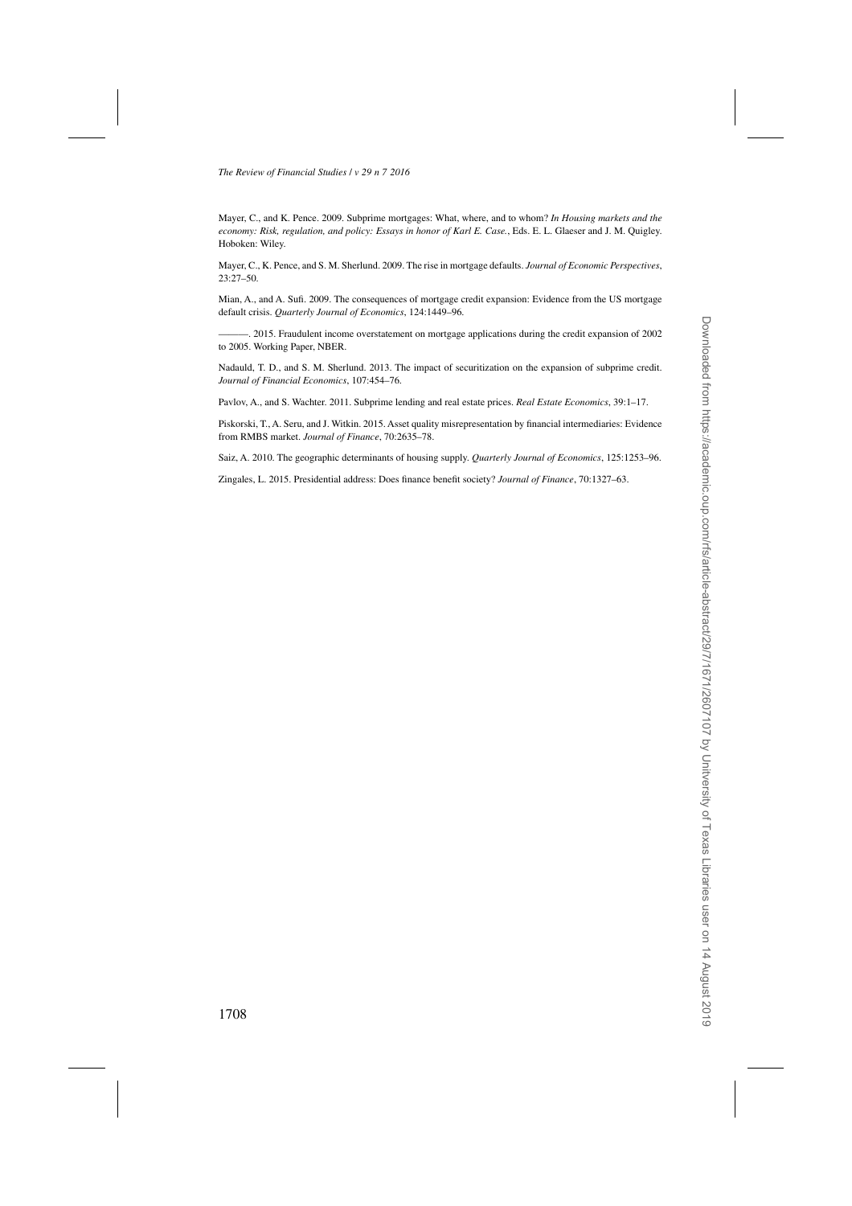Mayer, C., and K. Pence. 2009. Subprime mortgages: What, where, and to whom? *In Housing markets and the economy: Risk, regulation, and policy: Essays in honor of Karl E. Case.*, Eds. E. L. Glaeser and J. M. Quigley. Hoboken: Wiley.

Mayer, C., K. Pence, and S. M. Sherlund. 2009. The rise in mortgage defaults. *Journal of Economic Perspectives*, 23:27–50.

Mian, A., and A. Sufi. 2009. The consequences of mortgage credit expansion: Evidence from the US mortgage default crisis. *Quarterly Journal of Economics*, 124:1449–96.

———. 2015. Fraudulent income overstatement on mortgage applications during the credit expansion of 2002 to 2005. Working Paper, NBER.

Nadauld, T. D., and S. M. Sherlund. 2013. The impact of securitization on the expansion of subprime credit. *Journal of Financial Economics*, 107:454–76.

Pavlov, A., and S. Wachter. 2011. Subprime lending and real estate prices. *Real Estate Economics*, 39:1–17.

Piskorski, T., A. Seru, and J. Witkin. 2015. Asset quality misrepresentation by financial intermediaries: Evidence from RMBS market. *Journal of Finance*, 70:2635–78.

Saiz, A. 2010. The geographic determinants of housing supply. *Quarterly Journal of Economics*, 125:1253–96.

Zingales, L. 2015. Presidential address: Does finance benefit society? *Journal of Finance*, 70:1327–63.